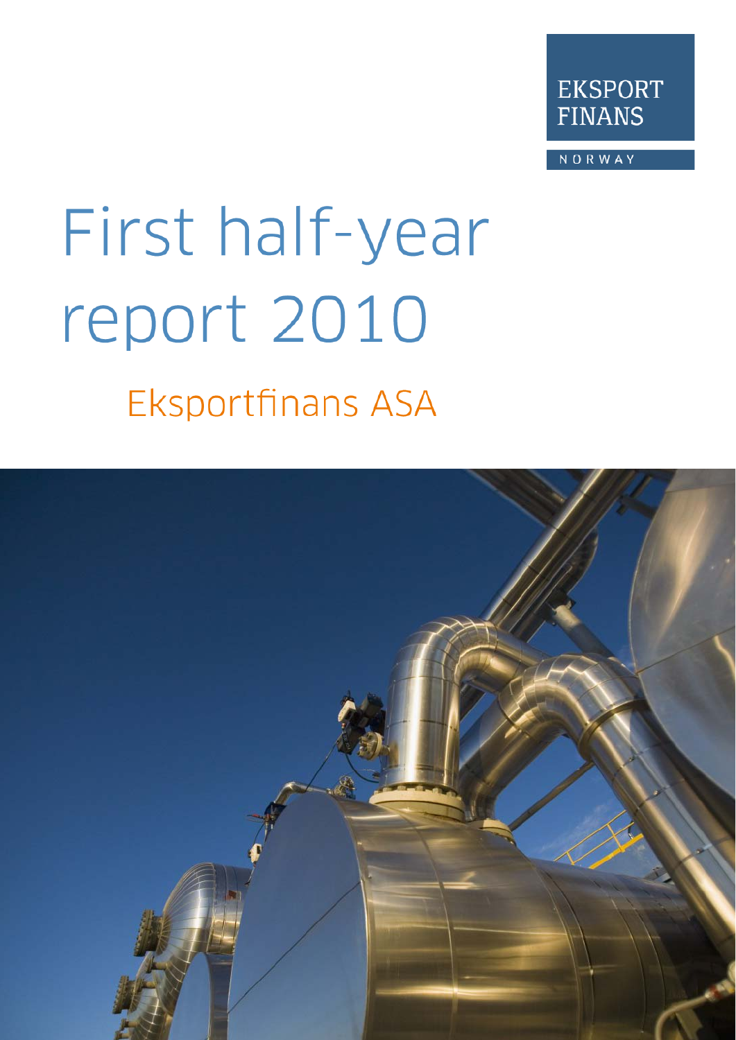EKSPORT FINANS

NORWAY

# First half-year report 2010

## Eksportfinans ASA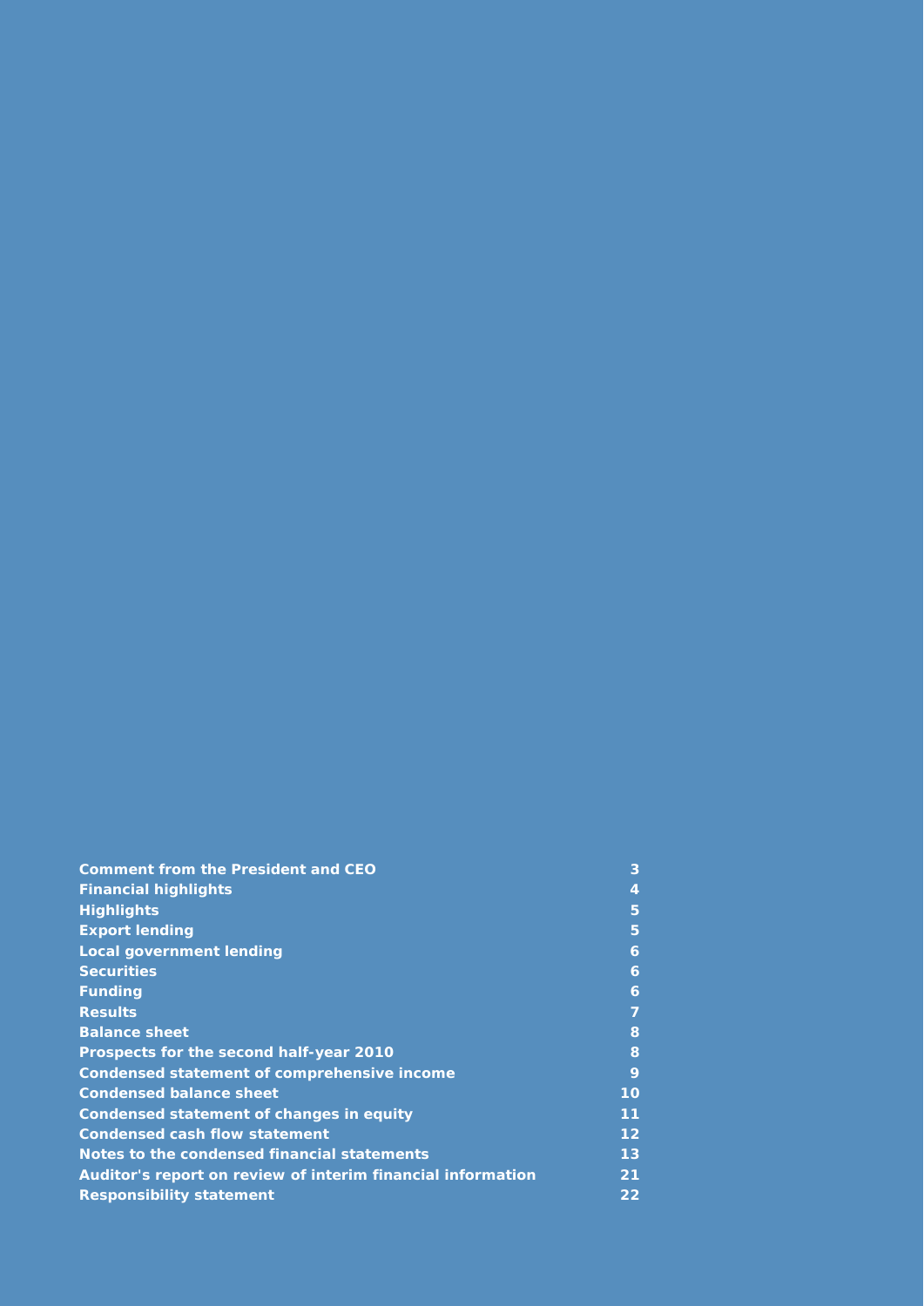| | |
|---|---|
| **Comment from the President and CEO** | **3** |
| **Financial highlights** | **4** |
| **Highlights** | **5** |
| **Export lending** | **5** |
| **Local government lending** | **6** |
| **Securities** | **6** |
| **Funding** | **6** |
| **Results** | **7** |
| **Balance sheet** | **8** |
| **Prospects for the second half-year 2010** | **8** |
| **Condensed statement of comprehensive income** | **9** |
| **Condensed balance sheet** | **10** |
| **Condensed statement of changes in equity** | **11** |
| **Condensed cash flow statement** | **12** |
| **Notes to the condensed financial statements** | **13** |
| **Auditor's report on review of interim financial information** | **21** |
| **Responsibility statement** | **22** |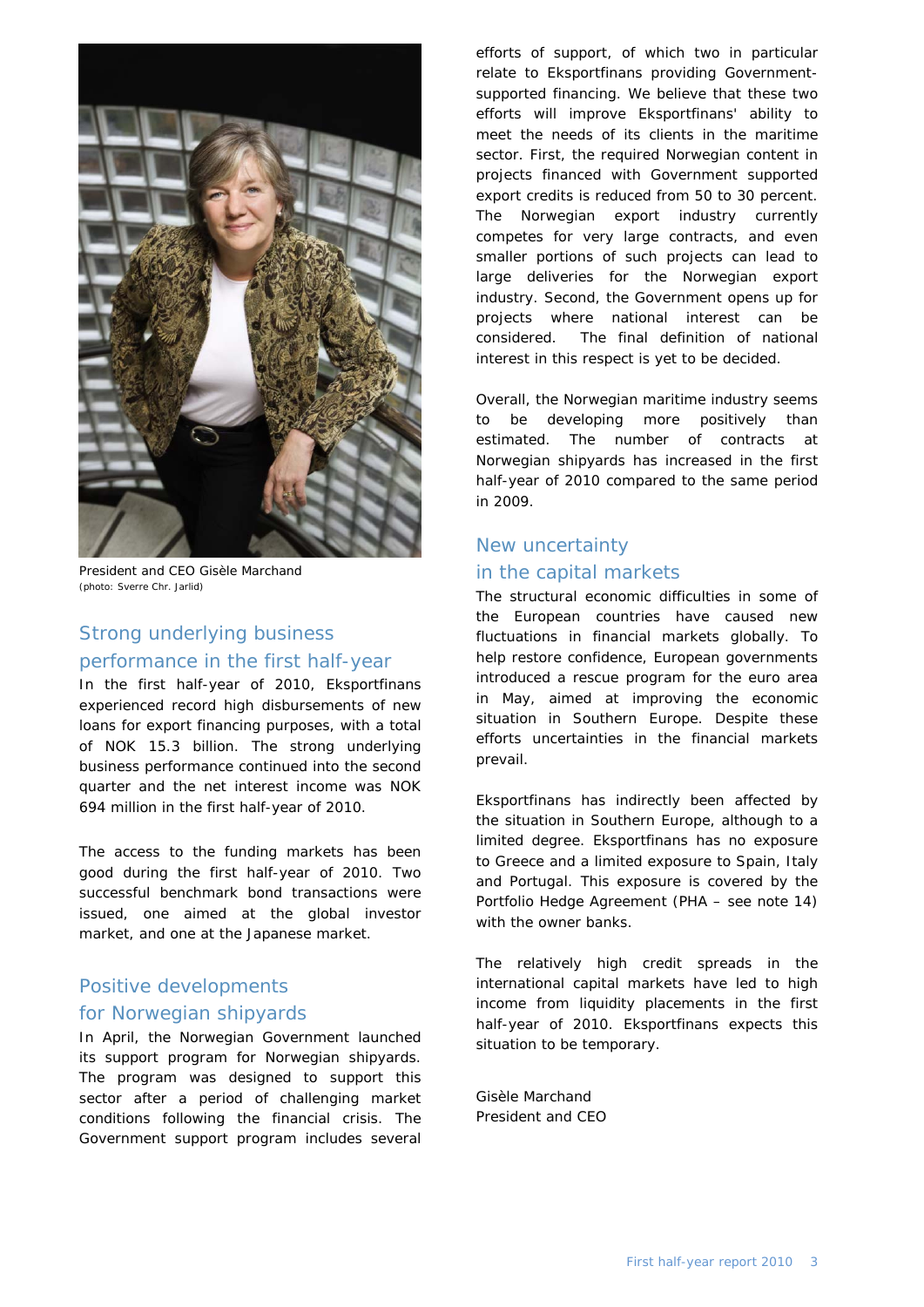President and CEO Gisèle Marchand
(photo: Sverre Chr. Jarlid)

## Strong underlying business performance in the first half-year

In the first half-year of 2010, Eksportfinans experienced record high disbursements of new loans for export financing purposes, with a total of NOK 15.3 billion. The strong underlying business performance continued into the second quarter and the net interest income was NOK 694 million in the first half-year of 2010.

The access to the funding markets has been good during the first half-year of 2010. Two successful benchmark bond transactions were issued, one aimed at the global investor market, and one at the Japanese market.

## Positive developments for Norwegian shipyards

In April, the Norwegian Government launched its support program for Norwegian shipyards. The program was designed to support this sector after a period of challenging market conditions following the financial crisis. The Government support program includes several efforts of support, of which two in particular relate to Eksportfinans providing Government-supported financing. We believe that these two efforts will improve Eksportfinans' ability to meet the needs of its clients in the maritime sector. First, the required Norwegian content in projects financed with Government supported export credits is reduced from 50 to 30 percent. The Norwegian export industry currently competes for very large contracts, and even smaller portions of such projects can lead to large deliveries for the Norwegian export industry. Second, the Government opens up for projects where national interest can be considered. The final definition of national interest in this respect is yet to be decided.

Overall, the Norwegian maritime industry seems to be developing more positively than estimated. The number of contracts at Norwegian shipyards has increased in the first half-year of 2010 compared to the same period in 2009.

## New uncertainty in the capital markets

The structural economic difficulties in some of the European countries have caused new fluctuations in financial markets globally. To help restore confidence, European governments introduced a rescue program for the euro area in May, aimed at improving the economic situation in Southern Europe. Despite these efforts uncertainties in the financial markets prevail.

Eksportfinans has indirectly been affected by the situation in Southern Europe, although to a limited degree. Eksportfinans has no exposure to Greece and a limited exposure to Spain, Italy and Portugal. This exposure is covered by the Portfolio Hedge Agreement (PHA – see note 14) with the owner banks.

The relatively high credit spreads in the international capital markets have led to high income from liquidity placements in the first half-year of 2010. Eksportfinans expects this situation to be temporary.

Gisèle Marchand
President and CEO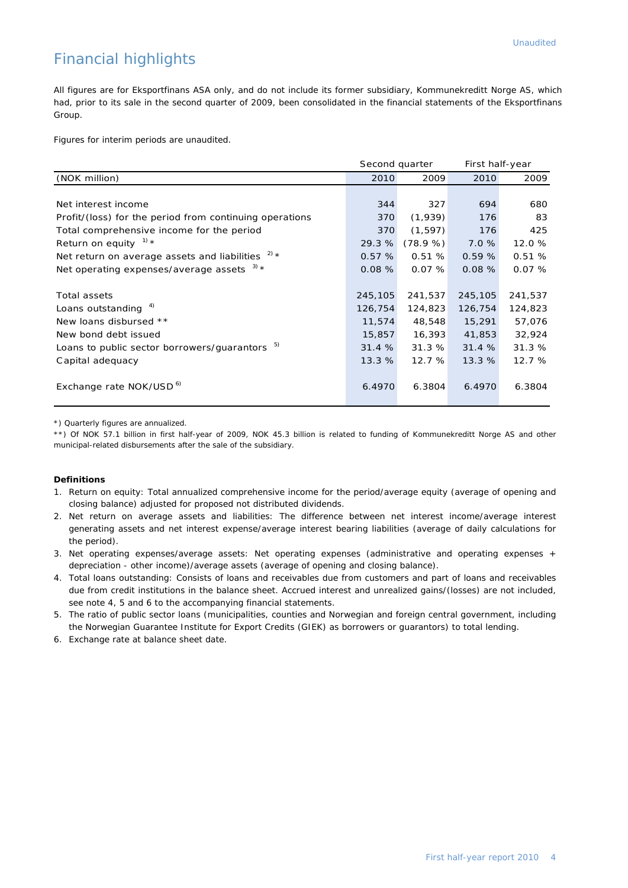# Financial highlights

All figures are for Eksportfinans ASA only, and do not include its former subsidiary, Kommunekreditt Norge AS, which had, prior to its sale in the second quarter of 2009, been consolidated in the financial statements of the Eksportfinans Group.

Figures for interim periods are unaudited.

| | Second quarter | | First half-year | |
|---|---|---|---|---|
| (NOK million) | 2010 | 2009 | 2010 | 2009 |
| Net interest income | 344 | 327 | 694 | 680 |
| Profit/(loss) for the period from continuing operations | 370 | (1,939) | 176 | 83 |
| Total comprehensive income for the period | 370 | (1,597) | 176 | 425 |
| Return on equity [1] * | 29.3 % | (78.9 %) | 7.0 % | 12.0 % |
| Net return on average assets and liabilities [2] * | 0.57 % | 0.51 % | 0.59 % | 0.51 % |
| Net operating expenses/average assets [3] * | 0.08 % | 0.07 % | 0.08 % | 0.07 % |
| Total assets | 245,105 | 241,537 | 245,105 | 241,537 |
| Loans outstanding [4] | 126,754 | 124,823 | 126,754 | 124,823 |
| New loans disbursed ** | 11,574 | 48,548 | 15,291 | 57,076 |
| New bond debt issued | 15,857 | 16,393 | 41,853 | 32,924 |
| Loans to public sector borrowers/guarantors [5] | 31.4 % | 31.3 % | 31.4 % | 31.3 % |
| Capital adequacy | 13.3 % | 12.7 % | 13.3 % | 12.7 % |
| Exchange rate NOK/USD [6] | 6.4970 | 6.3804 | 6.4970 | 6.3804 |

*) Quarterly figures are annualized.

**) Of NOK 57.1 billion in first half-year of 2009, NOK 45.3 billion is related to funding of Kommunekreditt Norge AS and other municipal-related disbursements after the sale of the subsidiary.

**Definitions**

1. Return on equity: Total annualized comprehensive income for the period/average equity (average of opening and closing balance) adjusted for proposed not distributed dividends.
2. Net return on average assets and liabilities: The difference between net interest income/average interest generating assets and net interest expense/average interest bearing liabilities (average of daily calculations for the period).
3. Net operating expenses/average assets: Net operating expenses (administrative and operating expenses + depreciation - other income)/average assets (average of opening and closing balance).
4. Total loans outstanding: Consists of loans and receivables due from customers and part of loans and receivables due from credit institutions in the balance sheet. Accrued interest and unrealized gains/(losses) are not included, see note 4, 5 and 6 to the accompanying financial statements.
5. The ratio of public sector loans (municipalities, counties and Norwegian and foreign central government, including the Norwegian Guarantee Institute for Export Credits (GIEK) as borrowers or guarantors) to total lending.
6. Exchange rate at balance sheet date.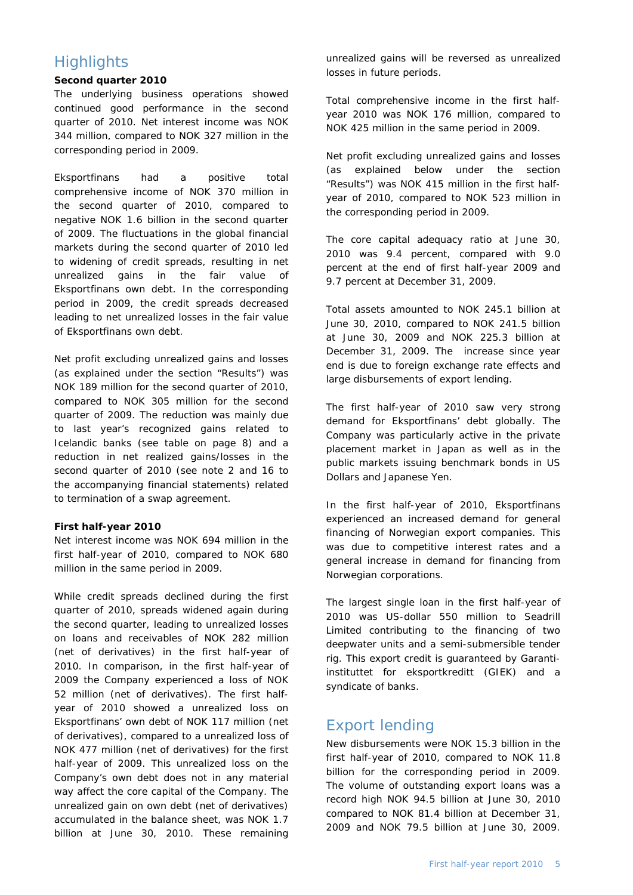# Highlights

**Second quarter 2010**

The underlying business operations showed continued good performance in the second quarter of 2010. Net interest income was NOK 344 million, compared to NOK 327 million in the corresponding period in 2009.

Eksportfinans had a positive total comprehensive income of NOK 370 million in the second quarter of 2010, compared to negative NOK 1.6 billion in the second quarter of 2009. The fluctuations in the global financial markets during the second quarter of 2010 led to widening of credit spreads, resulting in net unrealized gains in the fair value of Eksportfinans own debt. In the corresponding period in 2009, the credit spreads decreased leading to net unrealized losses in the fair value of Eksportfinans own debt.

Net profit excluding unrealized gains and losses (as explained under the section "Results") was NOK 189 million for the second quarter of 2010, compared to NOK 305 million for the second quarter of 2009. The reduction was mainly due to last year's recognized gains related to Icelandic banks (see table on page 8) and a reduction in net realized gains/losses in the second quarter of 2010 (see note 2 and 16 to the accompanying financial statements) related to termination of a swap agreement.

**First half-year 2010**

Net interest income was NOK 694 million in the first half-year of 2010, compared to NOK 680 million in the same period in 2009.

While credit spreads declined during the first quarter of 2010, spreads widened again during the second quarter, leading to unrealized losses on loans and receivables of NOK 282 million (net of derivatives) in the first half-year of 2010. In comparison, in the first half-year of 2009 the Company experienced a loss of NOK 52 million (net of derivatives). The first half-year of 2010 showed a unrealized loss on Eksportfinans' own debt of NOK 117 million (net of derivatives), compared to a unrealized loss of NOK 477 million (net of derivatives) for the first half-year of 2009. This unrealized loss on the Company's own debt does not in any material way affect the core capital of the Company. The unrealized gain on own debt (net of derivatives) accumulated in the balance sheet, was NOK 1.7 billion at June 30, 2010. These remaining unrealized gains will be reversed as unrealized losses in future periods.

Total comprehensive income in the first half-year 2010 was NOK 176 million, compared to NOK 425 million in the same period in 2009.

Net profit excluding unrealized gains and losses (as explained below under the section "Results") was NOK 415 million in the first half-year of 2010, compared to NOK 523 million in the corresponding period in 2009.

The core capital adequacy ratio at June 30, 2010 was 9.4 percent, compared with 9.0 percent at the end of first half-year 2009 and 9.7 percent at December 31, 2009.

Total assets amounted to NOK 245.1 billion at June 30, 2010, compared to NOK 241.5 billion at June 30, 2009 and NOK 225.3 billion at December 31, 2009. The increase since year end is due to foreign exchange rate effects and large disbursements of export lending.

The first half-year of 2010 saw very strong demand for Eksportfinans' debt globally. The Company was particularly active in the private placement market in Japan as well as in the public markets issuing benchmark bonds in US Dollars and Japanese Yen.

In the first half-year of 2010, Eksportfinans experienced an increased demand for general financing of Norwegian export companies. This was due to competitive interest rates and a general increase in demand for financing from Norwegian corporations.

The largest single loan in the first half-year of 2010 was US-dollar 550 million to Seadrill Limited contributing to the financing of two deepwater units and a semi-submersible tender rig. This export credit is guaranteed by Garanti-instituttet for eksportkreditt (GIEK) and a syndicate of banks.

# Export lending

New disbursements were NOK 15.3 billion in the first half-year of 2010, compared to NOK 11.8 billion for the corresponding period in 2009. The volume of outstanding export loans was a record high NOK 94.5 billion at June 30, 2010 compared to NOK 81.4 billion at December 31, 2009 and NOK 79.5 billion at June 30, 2009.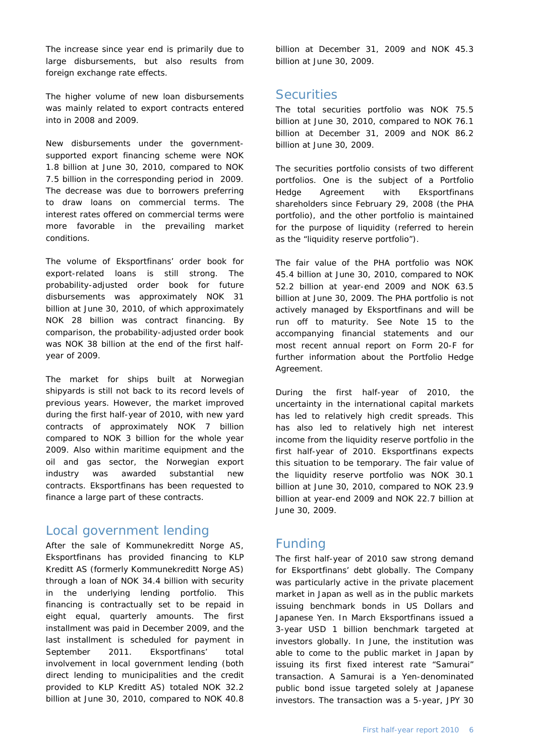The increase since year end is primarily due to large disbursements, but also results from foreign exchange rate effects.

The higher volume of new loan disbursements was mainly related to export contracts entered into in 2008 and 2009.

New disbursements under the government-supported export financing scheme were NOK 1.8 billion at June 30, 2010, compared to NOK 7.5 billion in the corresponding period in 2009. The decrease was due to borrowers preferring to draw loans on commercial terms. The interest rates offered on commercial terms were more favorable in the prevailing market conditions.

The volume of Eksportfinans' order book for export-related loans is still strong. The probability-adjusted order book for future disbursements was approximately NOK 31 billion at June 30, 2010, of which approximately NOK 28 billion was contract financing. By comparison, the probability-adjusted order book was NOK 38 billion at the end of the first half-year of 2009.

The market for ships built at Norwegian shipyards is still not back to its record levels of previous years. However, the market improved during the first half-year of 2010, with new yard contracts of approximately NOK 7 billion compared to NOK 3 billion for the whole year 2009. Also within maritime equipment and the oil and gas sector, the Norwegian export industry was awarded substantial new contracts. Eksportfinans has been requested to finance a large part of these contracts.

## Local government lending

After the sale of Kommunekreditt Norge AS, Eksportfinans has provided financing to KLP Kreditt AS (formerly Kommunekreditt Norge AS) through a loan of NOK 34.4 billion with security in the underlying lending portfolio. This financing is contractually set to be repaid in eight equal, quarterly amounts. The first installment was paid in December 2009, and the last installment is scheduled for payment in September 2011. Eksportfinans' total involvement in local government lending (both direct lending to municipalities and the credit provided to KLP Kreditt AS) totaled NOK 32.2 billion at June 30, 2010, compared to NOK 40.8 billion at December 31, 2009 and NOK 45.3 billion at June 30, 2009.

## Securities

The total securities portfolio was NOK 75.5 billion at June 30, 2010, compared to NOK 76.1 billion at December 31, 2009 and NOK 86.2 billion at June 30, 2009.

The securities portfolio consists of two different portfolios. One is the subject of a Portfolio Hedge Agreement with Eksportfinans shareholders since February 29, 2008 (the PHA portfolio), and the other portfolio is maintained for the purpose of liquidity (referred to herein as the "liquidity reserve portfolio").

The fair value of the PHA portfolio was NOK 45.4 billion at June 30, 2010, compared to NOK 52.2 billion at year-end 2009 and NOK 63.5 billion at June 30, 2009. The PHA portfolio is not actively managed by Eksportfinans and will be run off to maturity. See Note 15 to the accompanying financial statements and our most recent annual report on Form 20-F for further information about the Portfolio Hedge Agreement.

During the first half-year of 2010, the uncertainty in the international capital markets has led to relatively high credit spreads. This has also led to relatively high net interest income from the liquidity reserve portfolio in the first half-year of 2010. Eksportfinans expects this situation to be temporary. The fair value of the liquidity reserve portfolio was NOK 30.1 billion at June 30, 2010, compared to NOK 23.9 billion at year-end 2009 and NOK 22.7 billion at June 30, 2009.

## Funding

The first half-year of 2010 saw strong demand for Eksportfinans' debt globally. The Company was particularly active in the private placement market in Japan as well as in the public markets issuing benchmark bonds in US Dollars and Japanese Yen. In March Eksportfinans issued a 3-year USD 1 billion benchmark targeted at investors globally. In June, the institution was able to come to the public market in Japan by issuing its first fixed interest rate "Samurai" transaction. A Samurai is a Yen-denominated public bond issue targeted solely at Japanese investors. The transaction was a 5-year, JPY 30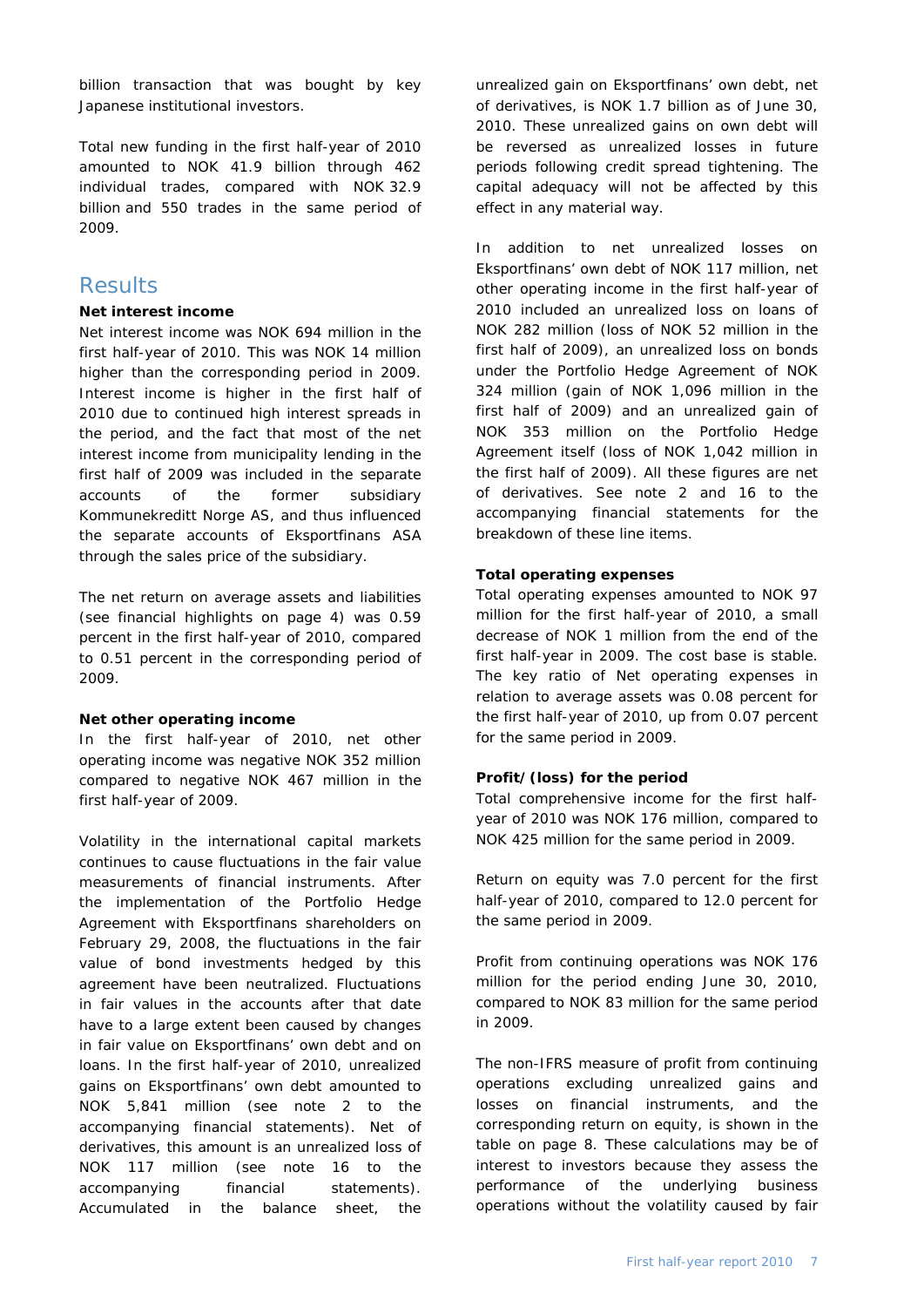billion transaction that was bought by key Japanese institutional investors.

Total new funding in the first half-year of 2010 amounted to NOK 41.9 billion through 462 individual trades, compared with NOK 32.9 billion and 550 trades in the same period of 2009.

## Results

**Net interest income**

Net interest income was NOK 694 million in the first half-year of 2010. This was NOK 14 million higher than the corresponding period in 2009. Interest income is higher in the first half of 2010 due to continued high interest spreads in the period, and the fact that most of the net interest income from municipality lending in the first half of 2009 was included in the separate accounts of the former subsidiary Kommunekreditt Norge AS, and thus influenced the separate accounts of Eksportfinans ASA through the sales price of the subsidiary.

The net return on average assets and liabilities (see financial highlights on page 4) was 0.59 percent in the first half-year of 2010, compared to 0.51 percent in the corresponding period of 2009.

**Net other operating income**

In the first half-year of 2010, net other operating income was negative NOK 352 million compared to negative NOK 467 million in the first half-year of 2009.

Volatility in the international capital markets continues to cause fluctuations in the fair value measurements of financial instruments. After the implementation of the Portfolio Hedge Agreement with Eksportfinans shareholders on February 29, 2008, the fluctuations in the fair value of bond investments hedged by this agreement have been neutralized. Fluctuations in fair values in the accounts after that date have to a large extent been caused by changes in fair value on Eksportfinans' own debt and on loans. In the first half-year of 2010, unrealized gains on Eksportfinans' own debt amounted to NOK 5,841 million (see note 2 to the accompanying financial statements). Net of derivatives, this amount is an unrealized loss of NOK 117 million (see note 16 to the accompanying financial statements). Accumulated in the balance sheet, the unrealized gain on Eksportfinans' own debt, net of derivatives, is NOK 1.7 billion as of June 30, 2010. These unrealized gains on own debt will be reversed as unrealized losses in future periods following credit spread tightening. The capital adequacy will not be affected by this effect in any material way.

In addition to net unrealized losses on Eksportfinans' own debt of NOK 117 million, net other operating income in the first half-year of 2010 included an unrealized loss on loans of NOK 282 million (loss of NOK 52 million in the first half of 2009), an unrealized loss on bonds under the Portfolio Hedge Agreement of NOK 324 million (gain of NOK 1,096 million in the first half of 2009) and an unrealized gain of NOK 353 million on the Portfolio Hedge Agreement itself (loss of NOK 1,042 million in the first half of 2009). All these figures are net of derivatives. See note 2 and 16 to the accompanying financial statements for the breakdown of these line items.

**Total operating expenses**

Total operating expenses amounted to NOK 97 million for the first half-year of 2010, a small decrease of NOK 1 million from the end of the first half-year in 2009. The cost base is stable. The key ratio of Net operating expenses in relation to average assets was 0.08 percent for the first half-year of 2010, up from 0.07 percent for the same period in 2009.

**Profit/(loss) for the period**

Total comprehensive income for the first half-year of 2010 was NOK 176 million, compared to NOK 425 million for the same period in 2009.

Return on equity was 7.0 percent for the first half-year of 2010, compared to 12.0 percent for the same period in 2009.

Profit from continuing operations was NOK 176 million for the period ending June 30, 2010, compared to NOK 83 million for the same period in 2009.

The non-IFRS measure of profit from continuing operations excluding unrealized gains and losses on financial instruments, and the corresponding return on equity, is shown in the table on page 8. These calculations may be of interest to investors because they assess the performance of the underlying business operations without the volatility caused by fair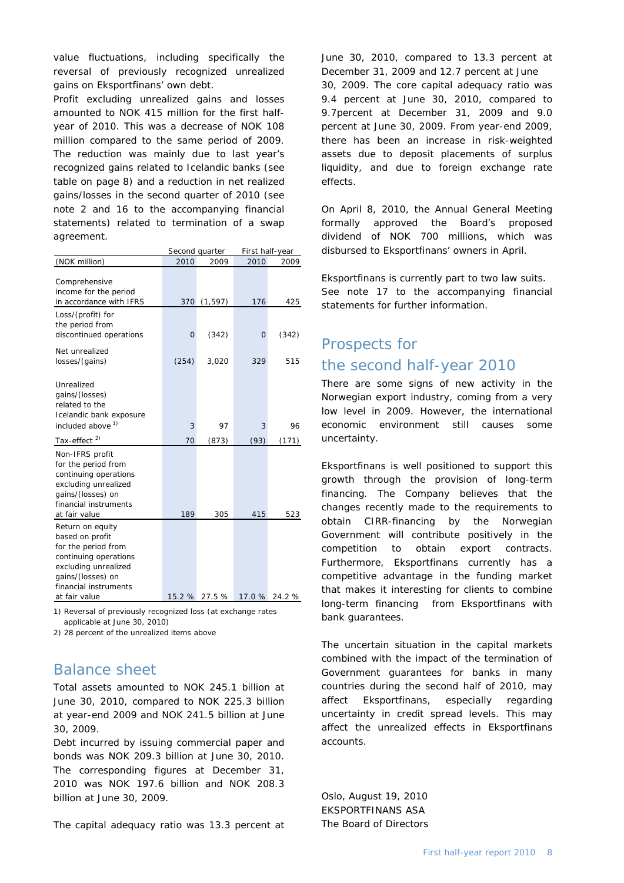value fluctuations, including specifically the reversal of previously recognized unrealized gains on Eksportfinans' own debt.

Profit excluding unrealized gains and losses amounted to NOK 415 million for the first half-year of 2010. This was a decrease of NOK 108 million compared to the same period of 2009. The reduction was mainly due to last year's recognized gains related to Icelandic banks (see table on page 8) and a reduction in net realized gains/losses in the second quarter of 2010 (see note 2 and 16 to the accompanying financial statements) related to termination of a swap agreement.

| | Second quarter | | First half-year | |
|---|---|---|---|---|
| (NOK million) | 2010 | 2009 | 2010 | 2009 |
| Comprehensive income for the period in accordance with IFRS | 370 | (1,597) | 176 | 425 |
| Loss/(profit) for the period from discontinued operations | 0 | (342) | 0 | (342) |
| Net unrealized losses/(gains) | (254) | 3,020 | 329 | 515 |
| Unrealized gains/(losses) related to the Icelandic bank exposure included above [1] | 3 | 97 | 3 | 96 |
| Tax-effect [2] | 70 | (873) | (93) | (171) |
| Non-IFRS profit for the period from continuing operations excluding unrealized gains/(losses) on financial instruments at fair value | 189 | 305 | 415 | 523 |
| Return on equity based on profit for the period from continuing operations excluding unrealized gains/(losses) on financial instruments at fair value | 15.2 % | 27.5 % | 17.0 % | 24.2 % |

1) Reversal of previously recognized loss (at exchange rates applicable at June 30, 2010)

2) 28 percent of the unrealized items above

## Balance sheet

Total assets amounted to NOK 245.1 billion at June 30, 2010, compared to NOK 225.3 billion at year-end 2009 and NOK 241.5 billion at June 30, 2009.

Debt incurred by issuing commercial paper and bonds was NOK 209.3 billion at June 30, 2010. The corresponding figures at December 31, 2010 was NOK 197.6 billion and NOK 208.3 billion at June 30, 2009.

The capital adequacy ratio was 13.3 percent at June 30, 2010, compared to 13.3 percent at December 31, 2009 and 12.7 percent at June 30, 2009. The core capital adequacy ratio was 9.4 percent at June 30, 2010, compared to 9.7percent at December 31, 2009 and 9.0 percent at June 30, 2009. From year-end 2009, there has been an increase in risk-weighted assets due to deposit placements of surplus liquidity, and due to foreign exchange rate effects.

On April 8, 2010, the Annual General Meeting formally approved the Board's proposed dividend of NOK 700 millions, which was disbursed to Eksportfinans' owners in April.

Eksportfinans is currently part to two law suits. See note 17 to the accompanying financial statements for further information.

## Prospects for the second half-year 2010

There are some signs of new activity in the Norwegian export industry, coming from a very low level in 2009. However, the international economic environment still causes some uncertainty.

Eksportfinans is well positioned to support this growth through the provision of long-term financing. The Company believes that the changes recently made to the requirements to obtain CIRR-financing by the Norwegian Government will contribute positively in the competition to obtain export contracts. Furthermore, Eksportfinans currently has a competitive advantage in the funding market that makes it interesting for clients to combine long-term financing from Eksportfinans with bank guarantees.

The uncertain situation in the capital markets combined with the impact of the termination of Government guarantees for banks in many countries during the second half of 2010, may affect Eksportfinans, especially regarding uncertainty in credit spread levels. This may affect the unrealized effects in Eksportfinans accounts.

Oslo, August 19, 2010
EKSPORTFINANS ASA
The Board of Directors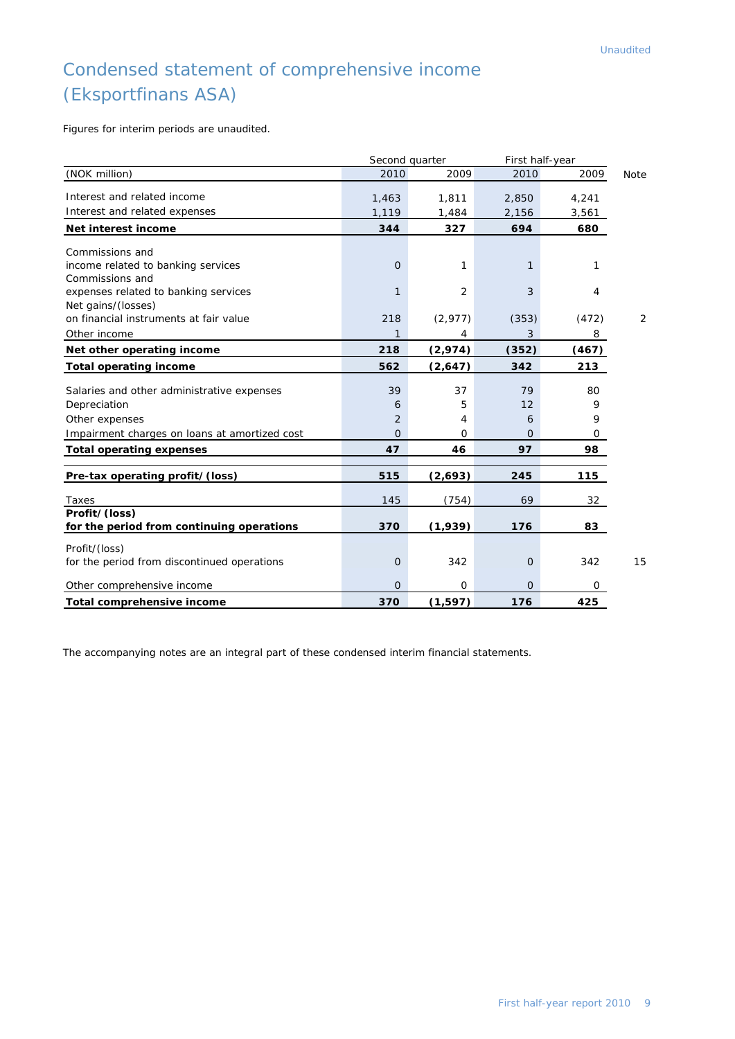Unaudited

# Condensed statement of comprehensive income (Eksportfinans ASA)

Figures for interim periods are unaudited.

| | Second quarter | | First half-year | | |
|---|---|---|---|---|---|
| (NOK million) | 2010 | 2009 | 2010 | 2009 | Note |
| Interest and related income | 1,463 | 1,811 | 2,850 | 4,241 | |
| Interest and related expenses | 1,119 | 1,484 | 2,156 | 3,561 | |
| **Net interest income** | **344** | **327** | **694** | **680** | |
| Commissions and income related to banking services | 0 | 1 | 1 | 1 | |
| Commissions and expenses related to banking services | 1 | 2 | 3 | 4 | |
| Net gains/(losses) on financial instruments at fair value | 218 | (2,977) | (353) | (472) | 2 |
| Other income | 1 | 4 | 3 | 8 | |
| **Net other operating income** | **218** | **(2,974)** | **(352)** | **(467)** | |
| **Total operating income** | **562** | **(2,647)** | **342** | **213** | |
| Salaries and other administrative expenses | 39 | 37 | 79 | 80 | |
| Depreciation | 6 | 5 | 12 | 9 | |
| Other expenses | 2 | 4 | 6 | 9 | |
| Impairment charges on loans at amortized cost | 0 | 0 | 0 | 0 | |
| **Total operating expenses** | **47** | **46** | **97** | **98** | |
| **Pre-tax operating profit/(loss)** | **515** | **(2,693)** | **245** | **115** | |
| Taxes | 145 | (754) | 69 | 32 | |
| **Profit/(loss) for the period from continuing operations** | **370** | **(1,939)** | **176** | **83** | |
| Profit/(loss) for the period from discontinued operations | 0 | 342 | 0 | 342 | 15 |
| Other comprehensive income | 0 | 0 | 0 | 0 | |
| **Total comprehensive income** | **370** | **(1,597)** | **176** | **425** | |

The accompanying notes are an integral part of these condensed interim financial statements.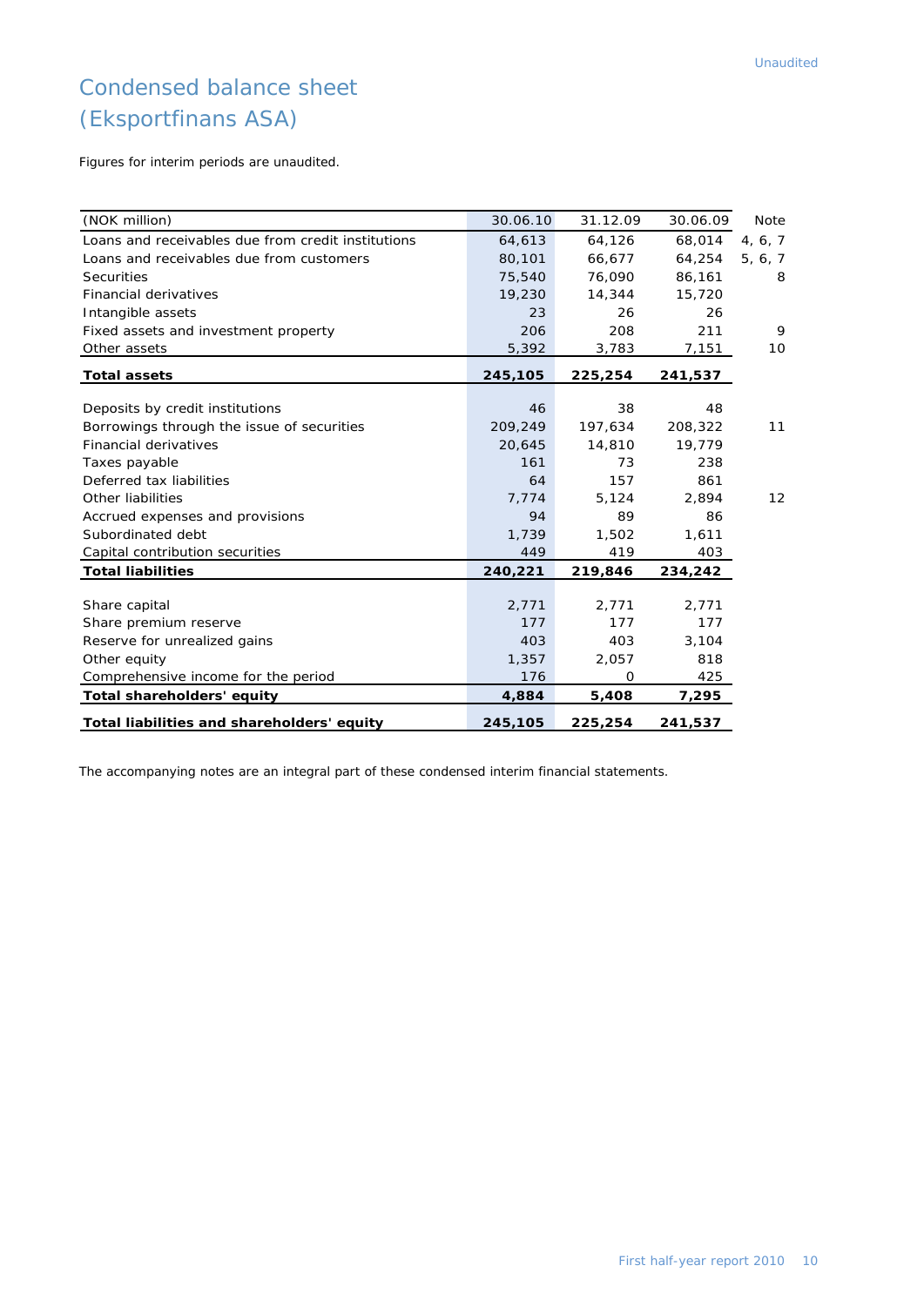# Condensed balance sheet (Eksportfinans ASA)

Figures for interim periods are unaudited.

| (NOK million) | 30.06.10 | 31.12.09 | 30.06.09 | Note |
|---|---|---|---|---|
| Loans and receivables due from credit institutions | 64,613 | 64,126 | 68,014 | 4, 6, 7 |
| Loans and receivables due from customers | 80,101 | 66,677 | 64,254 | 5, 6, 7 |
| Securities | 75,540 | 76,090 | 86,161 | 8 |
| Financial derivatives | 19,230 | 14,344 | 15,720 | |
| Intangible assets | 23 | 26 | 26 | |
| Fixed assets and investment property | 206 | 208 | 211 | 9 |
| Other assets | 5,392 | 3,783 | 7,151 | 10 |
| **Total assets** | **245,105** | **225,254** | **241,537** | |
| | | | | |
| Deposits by credit institutions | 46 | 38 | 48 | |
| Borrowings through the issue of securities | 209,249 | 197,634 | 208,322 | 11 |
| Financial derivatives | 20,645 | 14,810 | 19,779 | |
| Taxes payable | 161 | 73 | 238 | |
| Deferred tax liabilities | 64 | 157 | 861 | |
| Other liabilities | 7,774 | 5,124 | 2,894 | 12 |
| Accrued expenses and provisions | 94 | 89 | 86 | |
| Subordinated debt | 1,739 | 1,502 | 1,611 | |
| Capital contribution securities | 449 | 419 | 403 | |
| **Total liabilities** | **240,221** | **219,846** | **234,242** | |
| | | | | |
| Share capital | 2,771 | 2,771 | 2,771 | |
| Share premium reserve | 177 | 177 | 177 | |
| Reserve for unrealized gains | 403 | 403 | 3,104 | |
| Other equity | 1,357 | 2,057 | 818 | |
| Comprehensive income for the period | 176 | 0 | 425 | |
| **Total shareholders' equity** | **4,884** | **5,408** | **7,295** | |
| **Total liabilities and shareholders' equity** | **245,105** | **225,254** | **241,537** | |

The accompanying notes are an integral part of these condensed interim financial statements.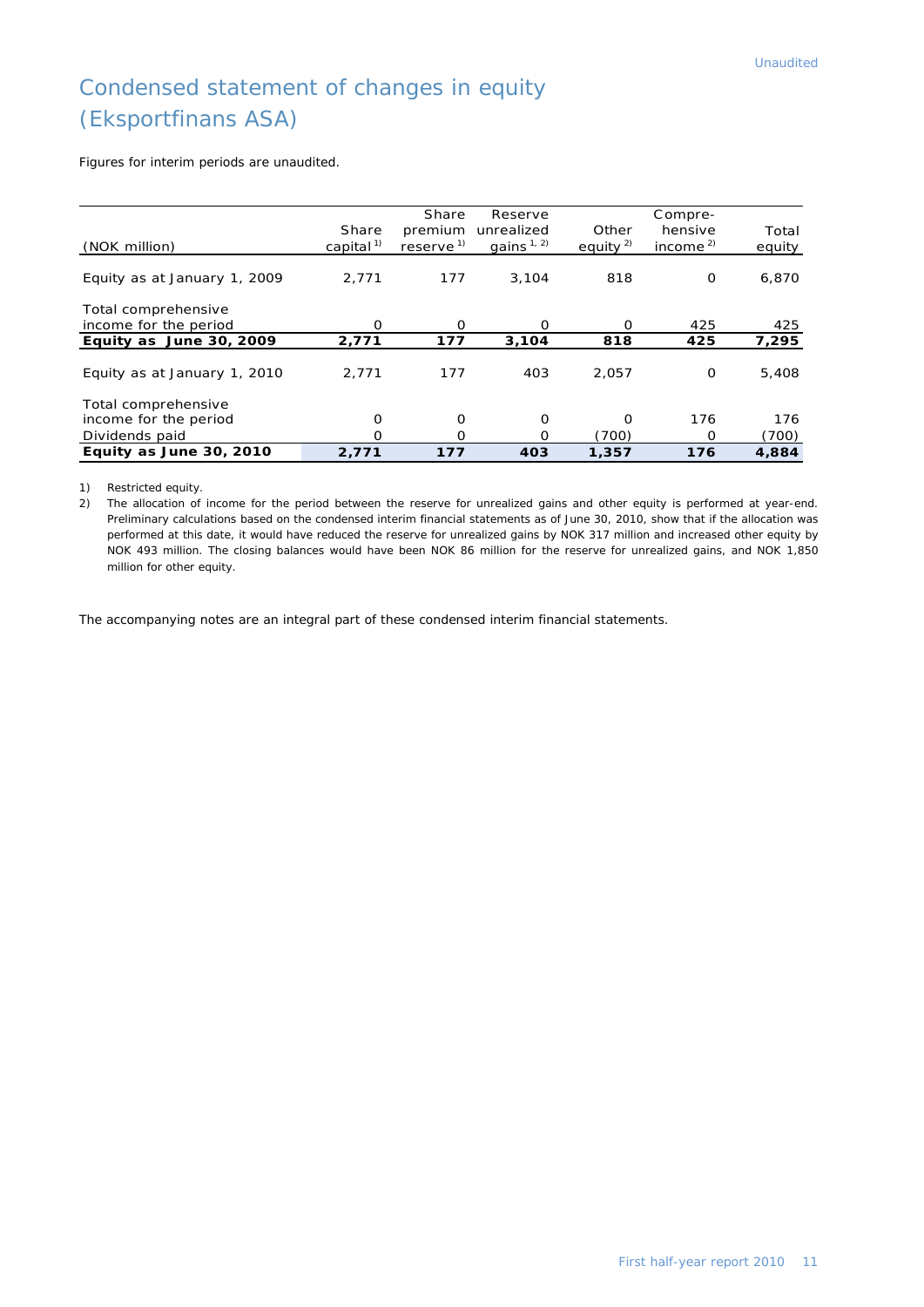Unaudited

# Condensed statement of changes in equity (Eksportfinans ASA)

Figures for interim periods are unaudited.

| (NOK million) | Share capital [1)] | Share premium reserve [1)] | Reserve unrealized gains [1, 2)] | Other equity [2)] | Compre-hensive income [2)] | Total equity |
|---|---|---|---|---|---|---|
| Equity as at January 1, 2009 | 2,771 | 177 | 3,104 | 818 | 0 | 6,870 |
| Total comprehensive income for the period | 0 | 0 | 0 | 0 | 425 | 425 |
| **Equity as June 30, 2009** | **2,771** | **177** | **3,104** | **818** | **425** | **7,295** |
| Equity as at January 1, 2010 | 2,771 | 177 | 403 | 2,057 | 0 | 5,408 |
| Total comprehensive income for the period | 0 | 0 | 0 | 0 | 176 | 176 |
| Dividends paid | 0 | 0 | 0 | (700) | 0 | (700) |
| **Equity as June 30, 2010** | **2,771** | **177** | **403** | **1,357** | **176** | **4,884** |

1) Restricted equity.

2) The allocation of income for the period between the reserve for unrealized gains and other equity is performed at year-end. Preliminary calculations based on the condensed interim financial statements as of June 30, 2010, show that if the allocation was performed at this date, it would have reduced the reserve for unrealized gains by NOK 317 million and increased other equity by NOK 493 million. The closing balances would have been NOK 86 million for the reserve for unrealized gains, and NOK 1,850 million for other equity.

The accompanying notes are an integral part of these condensed interim financial statements.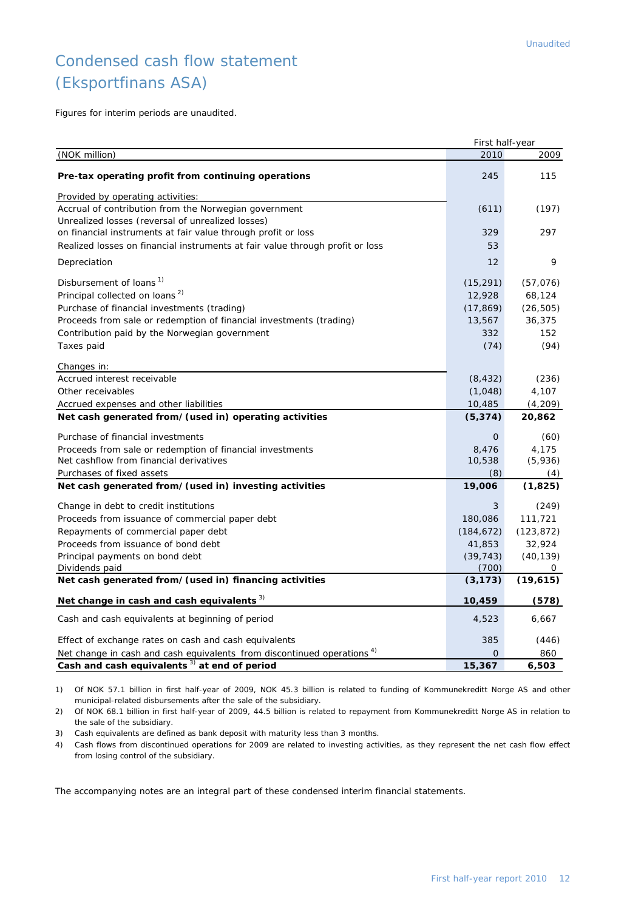# Condensed cash flow statement (Eksportfinans ASA)

Figures for interim periods are unaudited.

| (NOK million) | First half-year 2010 | First half-year 2009 |
|---|---|---|
| **Pre-tax operating profit from continuing operations** | 245 | 115 |
| Provided by operating activities: | | |
| Accrual of contribution from the Norwegian government | (611) | (197) |
| Unrealized losses (reversal of unrealized losses) on financial instruments at fair value through profit or loss | 329 | 297 |
| Realized losses on financial instruments at fair value through profit or loss | 53 | |
| Depreciation | 12 | 9 |
| Disbursement of loans [1] | (15,291) | (57,076) |
| Principal collected on loans [2] | 12,928 | 68,124 |
| Purchase of financial investments (trading) | (17,869) | (26,505) |
| Proceeds from sale or redemption of financial investments (trading) | 13,567 | 36,375 |
| Contribution paid by the Norwegian government | 332 | 152 |
| Taxes paid | (74) | (94) |
| Changes in: | | |
| Accrued interest receivable | (8,432) | (236) |
| Other receivables | (1,048) | 4,107 |
| Accrued expenses and other liabilities | 10,485 | (4,209) |
| **Net cash generated from/(used in) operating activities** | **(5,374)** | **20,862** |
| Purchase of financial investments | 0 | (60) |
| Proceeds from sale or redemption of financial investments | 8,476 | 4,175 |
| Net cashflow from financial derivatives | 10,538 | (5,936) |
| Purchases of fixed assets | (8) | (4) |
| **Net cash generated from/(used in) investing activities** | **19,006** | **(1,825)** |
| Change in debt to credit institutions | 3 | (249) |
| Proceeds from issuance of commercial paper debt | 180,086 | 111,721 |
| Repayments of commercial paper debt | (184,672) | (123,872) |
| Proceeds from issuance of bond debt | 41,853 | 32,924 |
| Principal payments on bond debt | (39,743) | (40,139) |
| Dividends paid | (700) | 0 |
| **Net cash generated from/(used in) financing activities** | **(3,173)** | **(19,615)** |
| **Net change in cash and cash equivalents [3]** | **10,459** | **(578)** |
| Cash and cash equivalents at beginning of period | 4,523 | 6,667 |
| Effect of exchange rates on cash and cash equivalents | 385 | (446) |
| Net change in cash and cash equivalents from discontinued operations [4] | 0 | 860 |
| **Cash and cash equivalents [3] at end of period** | **15,367** | **6,503** |

1) Of NOK 57.1 billion in first half-year of 2009, NOK 45.3 billion is related to funding of Kommunekreditt Norge AS and other municipal-related disbursements after the sale of the subsidiary.

2) Of NOK 68.1 billion in first half-year of 2009, 44.5 billion is related to repayment from Kommunekreditt Norge AS in relation to the sale of the subsidiary.

3) Cash equivalents are defined as bank deposit with maturity less than 3 months.

4) Cash flows from discontinued operations for 2009 are related to investing activities, as they represent the net cash flow effect from losing control of the subsidiary.

The accompanying notes are an integral part of these condensed interim financial statements.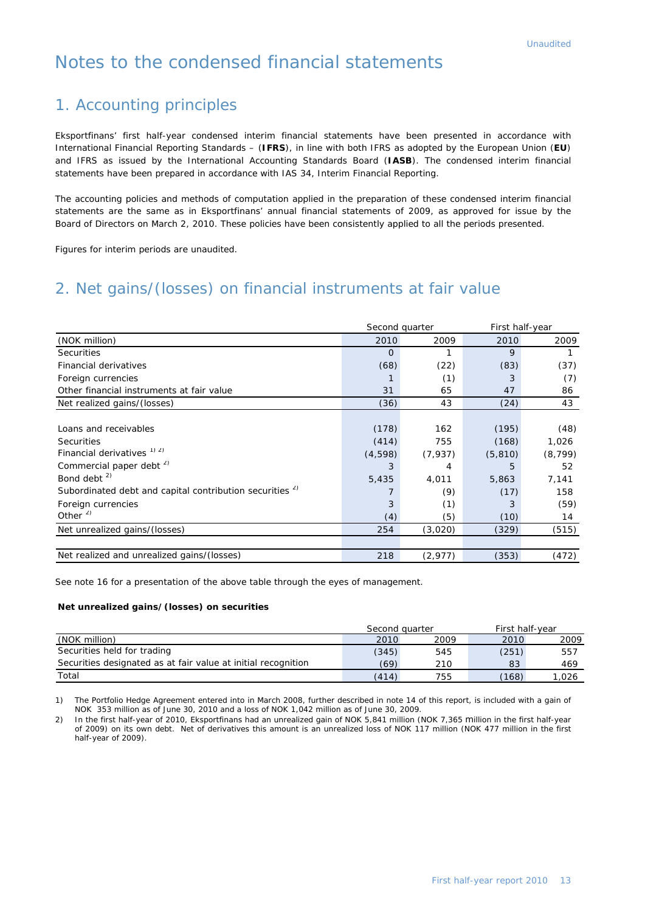Unaudited

# Notes to the condensed financial statements

## 1. Accounting principles

Eksportfinans' first half-year condensed interim financial statements have been presented in accordance with International Financial Reporting Standards – (**IFRS**), in line with both IFRS as adopted by the European Union (**EU**) and IFRS as issued by the International Accounting Standards Board (**IASB**). The condensed interim financial statements have been prepared in accordance with IAS 34, Interim Financial Reporting.

The accounting policies and methods of computation applied in the preparation of these condensed interim financial statements are the same as in Eksportfinans' annual financial statements of 2009, as approved for issue by the Board of Directors on March 2, 2010. These policies have been consistently applied to all the periods presented.

Figures for interim periods are unaudited.

## 2. Net gains/(losses) on financial instruments at fair value

| | Second quarter | | First half-year | |
|---|---|---|---|---|
| (NOK million) | 2010 | 2009 | 2010 | 2009 |
| Securities | 0 | 1 | 9 | 1 |
| Financial derivatives | (68) | (22) | (83) | (37) |
| Foreign currencies | 1 | (1) | 3 | (7) |
| Other financial instruments at fair value | 31 | 65 | 47 | 86 |
| Net realized gains/(losses) | (36) | 43 | (24) | 43 |
| | | | | |
| Loans and receivables | (178) | 162 | (195) | (48) |
| Securities | (414) | 755 | (168) | 1,026 |
| Financial derivatives [1] [2] | (4,598) | (7,937) | (5,810) | (8,799) |
| Commercial paper debt [2] | 3 | 4 | 5 | 52 |
| Bond debt [2] | 5,435 | 4,011 | 5,863 | 7,141 |
| Subordinated debt and capital contribution securities [2] | 7 | (9) | (17) | 158 |
| Foreign currencies | 3 | (1) | 3 | (59) |
| Other [2] | (4) | (5) | (10) | 14 |
| Net unrealized gains/(losses) | 254 | (3,020) | (329) | (515) |
| | | | | |
| Net realized and unrealized gains/(losses) | 218 | (2,977) | (353) | (472) |

See note 16 for a presentation of the above table through the eyes of management.

**Net unrealized gains/(losses) on securities**

| | Second quarter | | First half-year | |
|---|---|---|---|---|
| (NOK million) | 2010 | 2009 | 2010 | 2009 |
| Securities held for trading | (345) | 545 | (251) | 557 |
| Securities designated as at fair value at initial recognition | (69) | 210 | 83 | 469 |
| Total | (414) | 755 | (168) | 1,026 |

1) The Portfolio Hedge Agreement entered into in March 2008, further described in note 14 of this report, is included with a gain of NOK 353 million as of June 30, 2010 and a loss of NOK 1,042 million as of June 30, 2009.

2) In the first half-year of 2010, Eksportfinans had an unrealized gain of NOK 5,841 million (NOK 7,365 million in the first half-year of 2009) on its own debt. Net of derivatives this amount is an unrealized loss of NOK 117 million (NOK 477 million in the first half-year of 2009).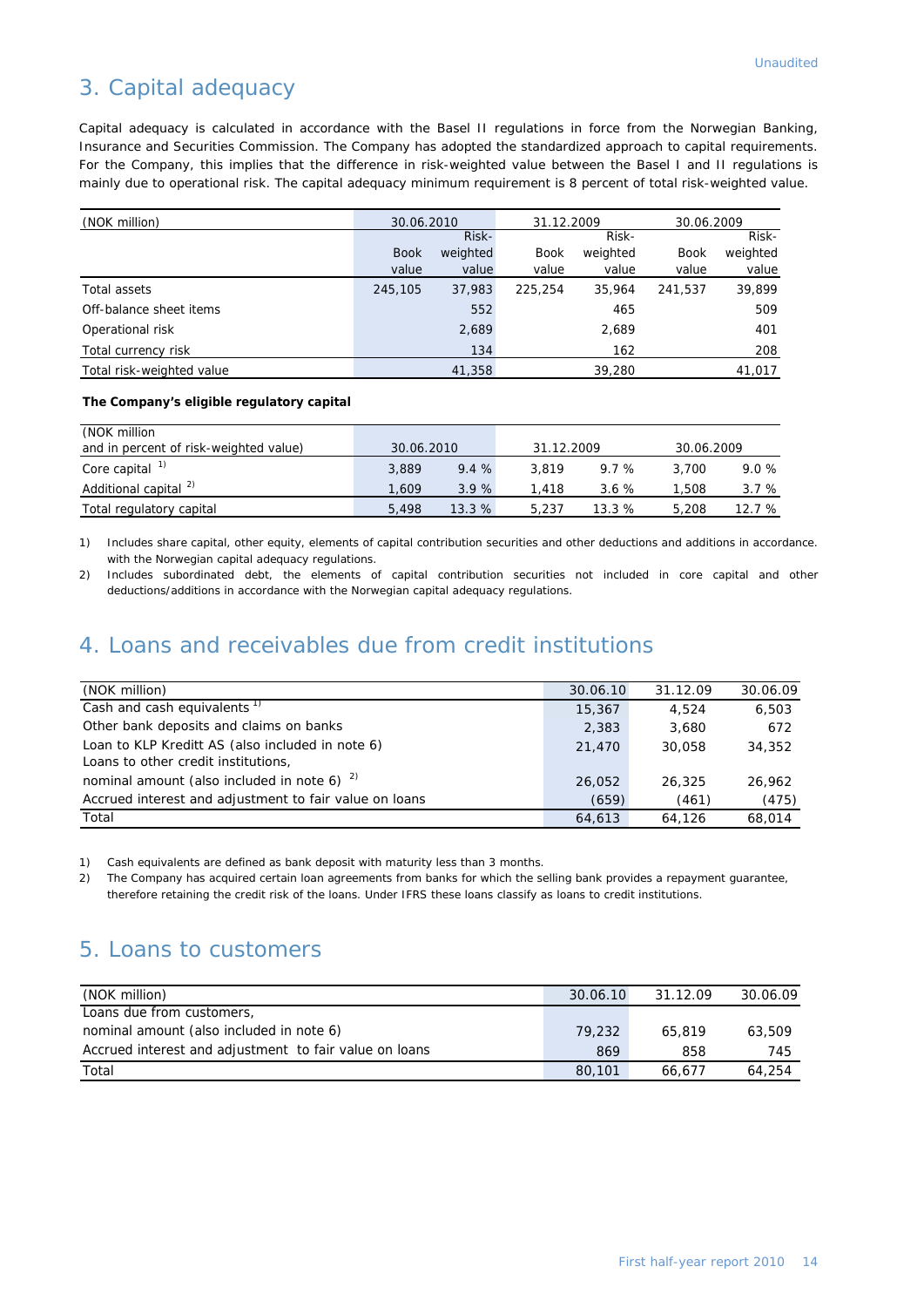Unaudited

## 3. Capital adequacy

Capital adequacy is calculated in accordance with the Basel II regulations in force from the Norwegian Banking, Insurance and Securities Commission. The Company has adopted the standardized approach to capital requirements. For the Company, this implies that the difference in risk-weighted value between the Basel I and II regulations is mainly due to operational risk. The capital adequacy minimum requirement is 8 percent of total risk-weighted value.

| (NOK million) | 30.06.2010 | | 31.12.2009 | | 30.06.2009 | |
|---|---|---|---|---|---|---|
| | Book value | Risk-weighted value | Book value | Risk-weighted value | Book value | Risk-weighted value |
| Total assets | 245,105 | 37,983 | 225,254 | 35,964 | 241,537 | 39,899 |
| Off-balance sheet items | | 552 | | 465 | | 509 |
| Operational risk | | 2,689 | | 2,689 | | 401 |
| Total currency risk | | 134 | | 162 | | 208 |
| Total risk-weighted value | | 41,358 | | 39,280 | | 41,017 |

**The Company's eligible regulatory capital**

| (NOK million and in percent of risk-weighted value) | 30.06.2010 | | 31.12.2009 | | 30.06.2009 | |
|---|---|---|---|---|---|---|
| Core capital [1] | 3,889 | 9.4 % | 3,819 | 9.7 % | 3,700 | 9.0 % |
| Additional capital [2] | 1,609 | 3.9 % | 1,418 | 3.6 % | 1,508 | 3.7 % |
| Total regulatory capital | 5,498 | 13.3 % | 5,237 | 13.3 % | 5,208 | 12.7 % |

1) Includes share capital, other equity, elements of capital contribution securities and other deductions and additions in accordance. with the Norwegian capital adequacy regulations.

2) Includes subordinated debt, the elements of capital contribution securities not included in core capital and other deductions/additions in accordance with the Norwegian capital adequacy regulations.

## 4. Loans and receivables due from credit institutions

| (NOK million) | 30.06.10 | 31.12.09 | 30.06.09 |
|---|---|---|---|
| Cash and cash equivalents [1] | 15,367 | 4,524 | 6,503 |
| Other bank deposits and claims on banks | 2,383 | 3,680 | 672 |
| Loan to KLP Kreditt AS (also included in note 6) | 21,470 | 30,058 | 34,352 |
| Loans to other credit institutions, nominal amount (also included in note 6) [2] | 26,052 | 26,325 | 26,962 |
| Accrued interest and adjustment to fair value on loans | (659) | (461) | (475) |
| Total | 64,613 | 64,126 | 68,014 |

1) Cash equivalents are defined as bank deposit with maturity less than 3 months.

2) The Company has acquired certain loan agreements from banks for which the selling bank provides a repayment guarantee, therefore retaining the credit risk of the loans. Under IFRS these loans classify as loans to credit institutions.

## 5. Loans to customers

| (NOK million) | 30.06.10 | 31.12.09 | 30.06.09 |
|---|---|---|---|
| Loans due from customers, nominal amount (also included in note 6) | 79,232 | 65,819 | 63,509 |
| Accrued interest and adjustment to fair value on loans | 869 | 858 | 745 |
| Total | 80,101 | 66,677 | 64,254 |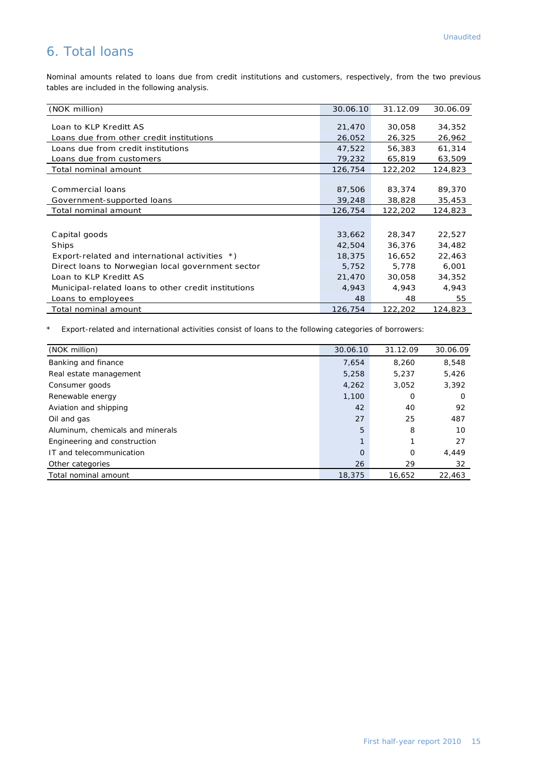Unaudited

# 6. Total loans

Nominal amounts related to loans due from credit institutions and customers, respectively, from the two previous tables are included in the following analysis.

| (NOK million) | 30.06.10 | 31.12.09 | 30.06.09 |
|---|---|---|---|
| Loan to KLP Kreditt AS | 21,470 | 30,058 | 34,352 |
| Loans due from other credit institutions | 26,052 | 26,325 | 26,962 |
| Loans due from credit institutions | 47,522 | 56,383 | 61,314 |
| Loans due from customers | 79,232 | 65,819 | 63,509 |
| Total nominal amount | 126,754 | 122,202 | 124,823 |
| | | | |
| Commercial loans | 87,506 | 83,374 | 89,370 |
| Government-supported loans | 39,248 | 38,828 | 35,453 |
| Total nominal amount | 126,754 | 122,202 | 124,823 |
| | | | |
| Capital goods | 33,662 | 28,347 | 22,527 |
| Ships | 42,504 | 36,376 | 34,482 |
| Export-related and international activities *) | 18,375 | 16,652 | 22,463 |
| Direct loans to Norwegian local government sector | 5,752 | 5,778 | 6,001 |
| Loan to KLP Kreditt AS | 21,470 | 30,058 | 34,352 |
| Municipal-related loans to other credit institutions | 4,943 | 4,943 | 4,943 |
| Loans to employees | 48 | 48 | 55 |
| Total nominal amount | 126,754 | 122,202 | 124,823 |

* Export-related and international activities consist of loans to the following categories of borrowers:

| (NOK million) | 30.06.10 | 31.12.09 | 30.06.09 |
|---|---|---|---|
| Banking and finance | 7,654 | 8,260 | 8,548 |
| Real estate management | 5,258 | 5,237 | 5,426 |
| Consumer goods | 4,262 | 3,052 | 3,392 |
| Renewable energy | 1,100 | 0 | 0 |
| Aviation and shipping | 42 | 40 | 92 |
| Oil and gas | 27 | 25 | 487 |
| Aluminum, chemicals and minerals | 5 | 8 | 10 |
| Engineering and construction | 1 | 1 | 27 |
| IT and telecommunication | 0 | 0 | 4,449 |
| Other categories | 26 | 29 | 32 |
| Total nominal amount | 18,375 | 16,652 | 22,463 |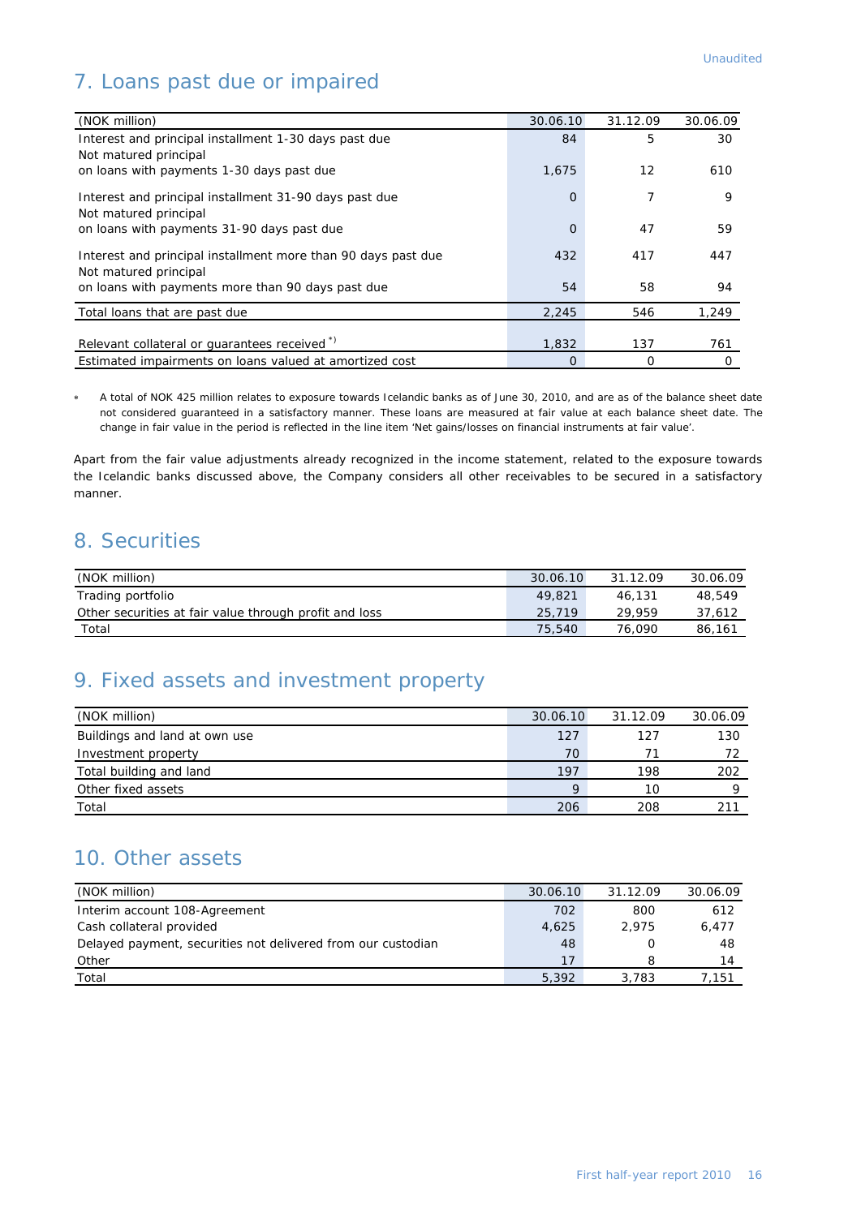Unaudited

## 7. Loans past due or impaired

| (NOK million) | 30.06.10 | 31.12.09 | 30.06.09 |
|---|---|---|---|
| Interest and principal installment 1-30 days past due | 84 | 5 | 30 |
| Not matured principal on loans with payments 1-30 days past due | 1,675 | 12 | 610 |
| Interest and principal installment 31-90 days past due | 0 | 7 | 9 |
| Not matured principal on loans with payments 31-90 days past due | 0 | 47 | 59 |
| Interest and principal installment more than 90 days past due | 432 | 417 | 447 |
| Not matured principal on loans with payments more than 90 days past due | 54 | 58 | 94 |
| Total loans that are past due | 2,245 | 546 | 1,249 |
| Relevant collateral or guarantees received *) | 1,832 | 137 | 761 |
| Estimated impairments on loans valued at amortized cost | 0 | 0 | 0 |

\* A total of NOK 425 million relates to exposure towards Icelandic banks as of June 30, 2010, and are as of the balance sheet date not considered guaranteed in a satisfactory manner. These loans are measured at fair value at each balance sheet date. The change in fair value in the period is reflected in the line item 'Net gains/losses on financial instruments at fair value'.

Apart from the fair value adjustments already recognized in the income statement, related to the exposure towards the Icelandic banks discussed above, the Company considers all other receivables to be secured in a satisfactory manner.

## 8. Securities

| (NOK million) | 30.06.10 | 31.12.09 | 30.06.09 |
|---|---|---|---|
| Trading portfolio | 49,821 | 46,131 | 48,549 |
| Other securities at fair value through profit and loss | 25,719 | 29,959 | 37,612 |
| Total | 75,540 | 76,090 | 86,161 |

## 9. Fixed assets and investment property

| (NOK million) | 30.06.10 | 31.12.09 | 30.06.09 |
|---|---|---|---|
| Buildings and land at own use | 127 | 127 | 130 |
| Investment property | 70 | 71 | 72 |
| Total building and land | 197 | 198 | 202 |
| Other fixed assets | 9 | 10 | 9 |
| Total | 206 | 208 | 211 |

## 10. Other assets

| (NOK million) | 30.06.10 | 31.12.09 | 30.06.09 |
|---|---|---|---|
| Interim account 108-Agreement | 702 | 800 | 612 |
| Cash collateral provided | 4,625 | 2,975 | 6,477 |
| Delayed payment, securities not delivered from our custodian | 48 | 0 | 48 |
| Other | 17 | 8 | 14 |
| Total | 5,392 | 3,783 | 7,151 |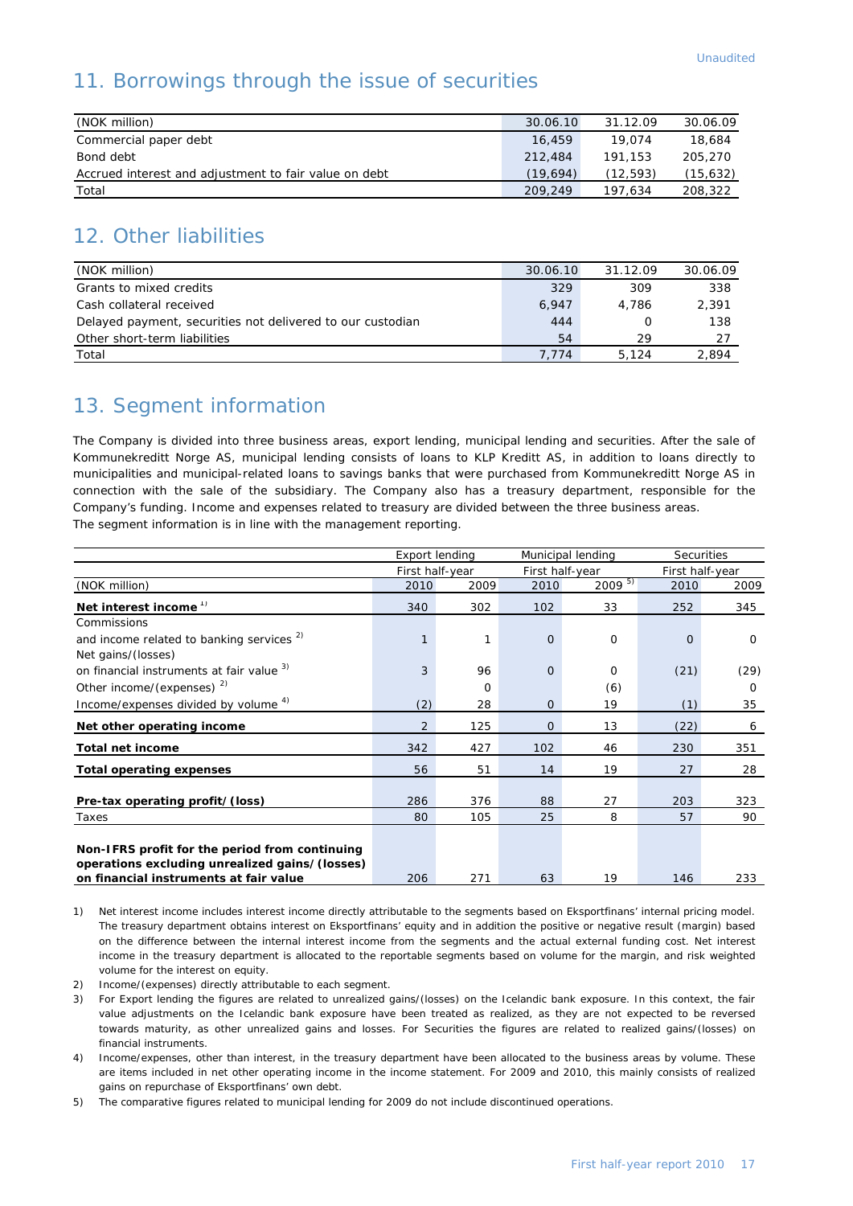Unaudited

## 11. Borrowings through the issue of securities

| (NOK million) | 30.06.10 | 31.12.09 | 30.06.09 |
|---|---|---|---|
| Commercial paper debt | 16,459 | 19,074 | 18,684 |
| Bond debt | 212,484 | 191,153 | 205,270 |
| Accrued interest and adjustment to fair value on debt | (19,694) | (12,593) | (15,632) |
| Total | 209,249 | 197,634 | 208,322 |

## 12. Other liabilities

| (NOK million) | 30.06.10 | 31.12.09 | 30.06.09 |
|---|---|---|---|
| Grants to mixed credits | 329 | 309 | 338 |
| Cash collateral received | 6,947 | 4,786 | 2,391 |
| Delayed payment, securities not delivered to our custodian | 444 | 0 | 138 |
| Other short-term liabilities | 54 | 29 | 27 |
| Total | 7,774 | 5,124 | 2,894 |

## 13. Segment information

The Company is divided into three business areas, export lending, municipal lending and securities. After the sale of Kommunekreditt Norge AS, municipal lending consists of loans to KLP Kreditt AS, in addition to loans directly to municipalities and municipal-related loans to savings banks that were purchased from Kommunekreditt Norge AS in connection with the sale of the subsidiary. The Company also has a treasury department, responsible for the Company's funding. Income and expenses related to treasury are divided between the three business areas.
The segment information is in line with the management reporting.

| | Export lending | | Municipal lending | | Securities | |
|---|---|---|---|---|---|---|
| | First half-year | | First half-year | | First half-year | |
| (NOK million) | 2010 | 2009 | 2010 | 2009 [5] | 2010 | 2009 |
| **Net interest income** [1] | 340 | 302 | 102 | 33 | 252 | 345 |
| Commissions and income related to banking services [2] | 1 | 1 | 0 | 0 | 0 | 0 |
| Net gains/(losses) on financial instruments at fair value [3] | 3 | 96 | 0 | 0 | (21) | (29) |
| Other income/(expenses) [2] | | 0 | | (6) | | 0 |
| Income/expenses divided by volume [4] | (2) | 28 | 0 | 19 | (1) | 35 |
| **Net other operating income** | 2 | 125 | 0 | 13 | (22) | 6 |
| **Total net income** | 342 | 427 | 102 | 46 | 230 | 351 |
| **Total operating expenses** | 56 | 51 | 14 | 19 | 27 | 28 |
| **Pre-tax operating profit/(loss)** | 286 | 376 | 88 | 27 | 203 | 323 |
| Taxes | 80 | 105 | 25 | 8 | 57 | 90 |
| **Non-IFRS profit for the period from continuing operations excluding unrealized gains/(losses) on financial instruments at fair value** | 206 | 271 | 63 | 19 | 146 | 233 |

1) Net interest income includes interest income directly attributable to the segments based on Eksportfinans' internal pricing model. The treasury department obtains interest on Eksportfinans' equity and in addition the positive or negative result (margin) based on the difference between the internal interest income from the segments and the actual external funding cost. Net interest income in the treasury department is allocated to the reportable segments based on volume for the margin, and risk weighted volume for the interest on equity.

2) Income/(expenses) directly attributable to each segment.

3) For Export lending the figures are related to unrealized gains/(losses) on the Icelandic bank exposure. In this context, the fair value adjustments on the Icelandic bank exposure have been treated as realized, as they are not expected to be reversed towards maturity, as other unrealized gains and losses. For Securities the figures are related to realized gains/(losses) on financial instruments.

4) Income/expenses, other than interest, in the treasury department have been allocated to the business areas by volume. These are items included in net other operating income in the income statement. For 2009 and 2010, this mainly consists of realized gains on repurchase of Eksportfinans' own debt.

5) The comparative figures related to municipal lending for 2009 do not include discontinued operations.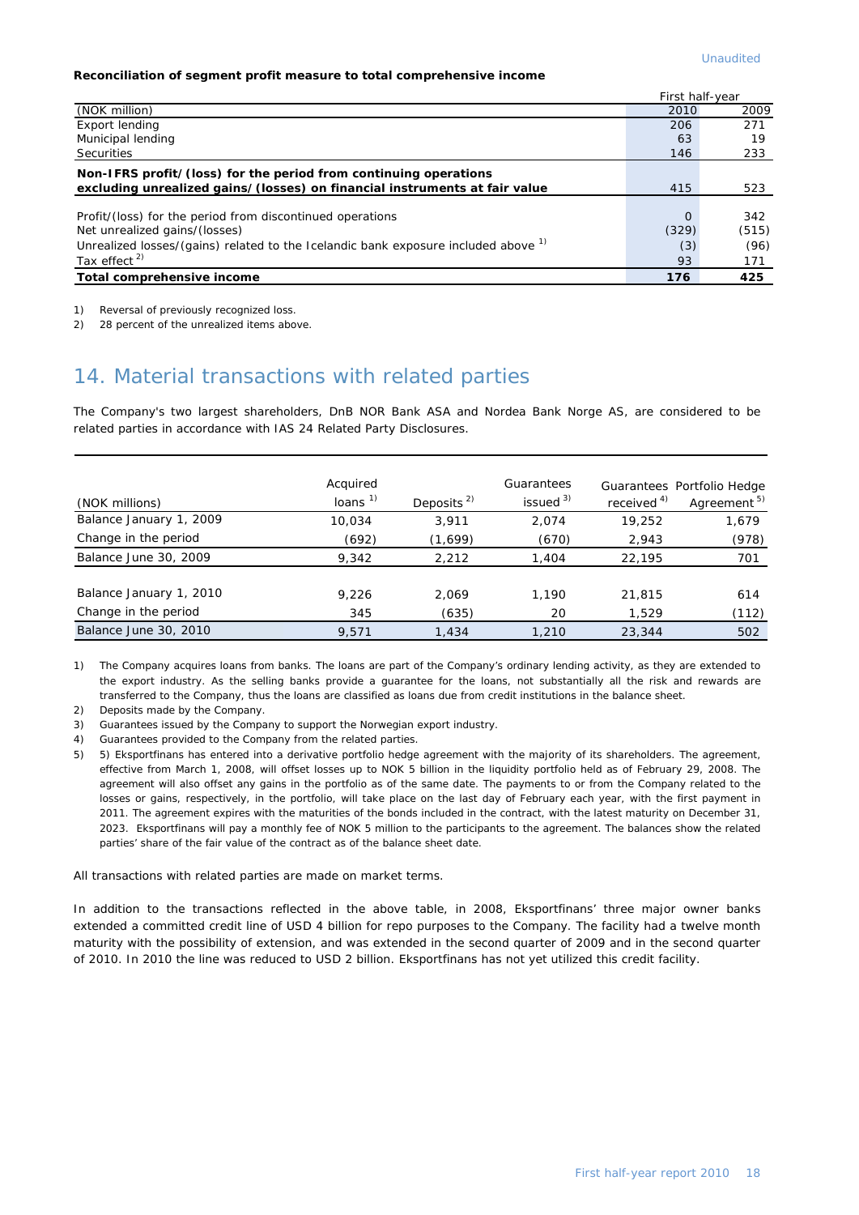Unaudited

**Reconciliation of segment profit measure to total comprehensive income**

| (NOK million) | First half-year 2010 | 2009 |
|---|---|---|
| Export lending | 206 | 271 |
| Municipal lending | 63 | 19 |
| Securities | 146 | 233 |
| **Non-IFRS profit/(loss) for the period from continuing operations excluding unrealized gains/(losses) on financial instruments at fair value** | 415 | 523 |
| Profit/(loss) for the period from discontinued operations | 0 | 342 |
| Net unrealized gains/(losses) | (329) | (515) |
| Unrealized losses/(gains) related to the Icelandic bank exposure included above [1] | (3) | (96) |
| Tax effect [2] | 93 | 171 |
| **Total comprehensive income** | **176** | **425** |

1) Reversal of previously recognized loss.

2) 28 percent of the unrealized items above.

# 14. Material transactions with related parties

The Company's two largest shareholders, DnB NOR Bank ASA and Nordea Bank Norge AS, are considered to be related parties in accordance with IAS 24 Related Party Disclosures.

| (NOK millions) | Acquired loans [1] | Deposits [2] | Guarantees issued [3] | Guarantees received [4] | Portfolio Hedge Agreement [5] |
|---|---|---|---|---|---|
| Balance January 1, 2009 | 10,034 | 3,911 | 2,074 | 19,252 | 1,679 |
| Change in the period | (692) | (1,699) | (670) | 2,943 | (978) |
| Balance June 30, 2009 | 9,342 | 2,212 | 1,404 | 22,195 | 701 |
| | | | | | |
| Balance January 1, 2010 | 9,226 | 2,069 | 1,190 | 21,815 | 614 |
| Change in the period | 345 | (635) | 20 | 1,529 | (112) |
| Balance June 30, 2010 | 9,571 | 1,434 | 1,210 | 23,344 | 502 |

1) The Company acquires loans from banks. The loans are part of the Company's ordinary lending activity, as they are extended to the export industry. As the selling banks provide a guarantee for the loans, not substantially all the risk and rewards are transferred to the Company, thus the loans are classified as loans due from credit institutions in the balance sheet.

2) Deposits made by the Company.

3) Guarantees issued by the Company to support the Norwegian export industry.

4) Guarantees provided to the Company from the related parties.

5) 5) Eksportfinans has entered into a derivative portfolio hedge agreement with the majority of its shareholders. The agreement, effective from March 1, 2008, will offset losses up to NOK 5 billion in the liquidity portfolio held as of February 29, 2008. The agreement will also offset any gains in the portfolio as of the same date. The payments to or from the Company related to the losses or gains, respectively, in the portfolio, will take place on the last day of February each year, with the first payment in 2011. The agreement expires with the maturities of the bonds included in the contract, with the latest maturity on December 31, 2023. Eksportfinans will pay a monthly fee of NOK 5 million to the participants to the agreement. The balances show the related parties' share of the fair value of the contract as of the balance sheet date.

All transactions with related parties are made on market terms.

In addition to the transactions reflected in the above table, in 2008, Eksportfinans' three major owner banks extended a committed credit line of USD 4 billion for repo purposes to the Company. The facility had a twelve month maturity with the possibility of extension, and was extended in the second quarter of 2009 and in the second quarter of 2010. In 2010 the line was reduced to USD 2 billion. Eksportfinans has not yet utilized this credit facility.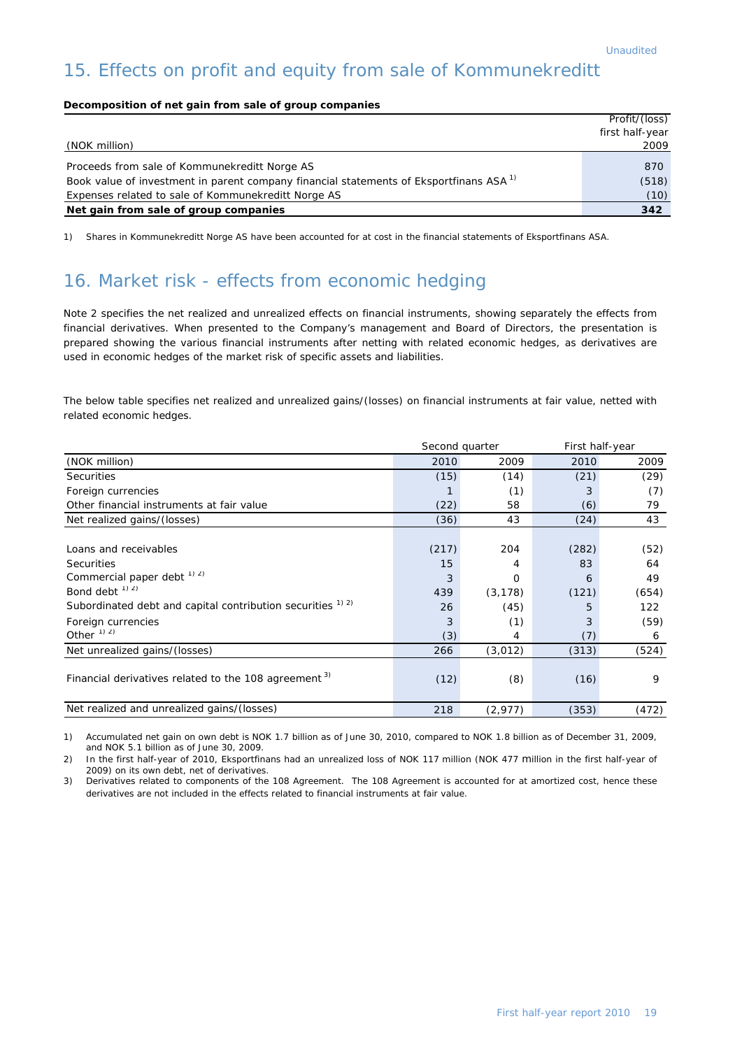Unaudited

# 15. Effects on profit and equity from sale of Kommunekreditt

**Decomposition of net gain from sale of group companies**

| (NOK million) | Profit/(loss) first half-year 2009 |
|---|---|
| Proceeds from sale of Kommunekreditt Norge AS | 870 |
| Book value of investment in parent company financial statements of Eksportfinans ASA [1] | (518) |
| Expenses related to sale of Kommunekreditt Norge AS | (10) |
| **Net gain from sale of group companies** | **342** |

1) Shares in Kommunekreditt Norge AS have been accounted for at cost in the financial statements of Eksportfinans ASA.

# 16. Market risk - effects from economic hedging

Note 2 specifies the net realized and unrealized effects on financial instruments, showing separately the effects from financial derivatives. When presented to the Company's management and Board of Directors, the presentation is prepared showing the various financial instruments after netting with related economic hedges, as derivatives are used in economic hedges of the market risk of specific assets and liabilities.

The below table specifies net realized and unrealized gains/(losses) on financial instruments at fair value, netted with related economic hedges.

| | Second quarter | | First half-year | |
|---|---|---|---|---|
| (NOK million) | 2010 | 2009 | 2010 | 2009 |
| Securities | (15) | (14) | (21) | (29) |
| Foreign currencies | 1 | (1) | 3 | (7) |
| Other financial instruments at fair value | (22) | 58 | (6) | 79 |
| Net realized gains/(losses) | (36) | 43 | (24) | 43 |
| | | | | |
| Loans and receivables | (217) | 204 | (282) | (52) |
| Securities | 15 | 4 | 83 | 64 |
| Commercial paper debt [1) 2)] | 3 | 0 | 6 | 49 |
| Bond debt [1) 2)] | 439 | (3,178) | (121) | (654) |
| Subordinated debt and capital contribution securities [1) 2)] | 26 | (45) | 5 | 122 |
| Foreign currencies | 3 | (1) | 3 | (59) |
| Other [1) 2)] | (3) | 4 | (7) | 6 |
| Net unrealized gains/(losses) | 266 | (3,012) | (313) | (524) |
| | | | | |
| Financial derivatives related to the 108 agreement [3)] | (12) | (8) | (16) | 9 |
| | | | | |
| Net realized and unrealized gains/(losses) | 218 | (2,977) | (353) | (472) |

1) Accumulated net gain on own debt is NOK 1.7 billion as of June 30, 2010, compared to NOK 1.8 billion as of December 31, 2009, and NOK 5.1 billion as of June 30, 2009.

2) In the first half-year of 2010, Eksportfinans had an unrealized loss of NOK 117 million (NOK 477 million in the first half-year of 2009) on its own debt, net of derivatives.

3) Derivatives related to components of the 108 Agreement. The 108 Agreement is accounted for at amortized cost, hence these derivatives are not included in the effects related to financial instruments at fair value.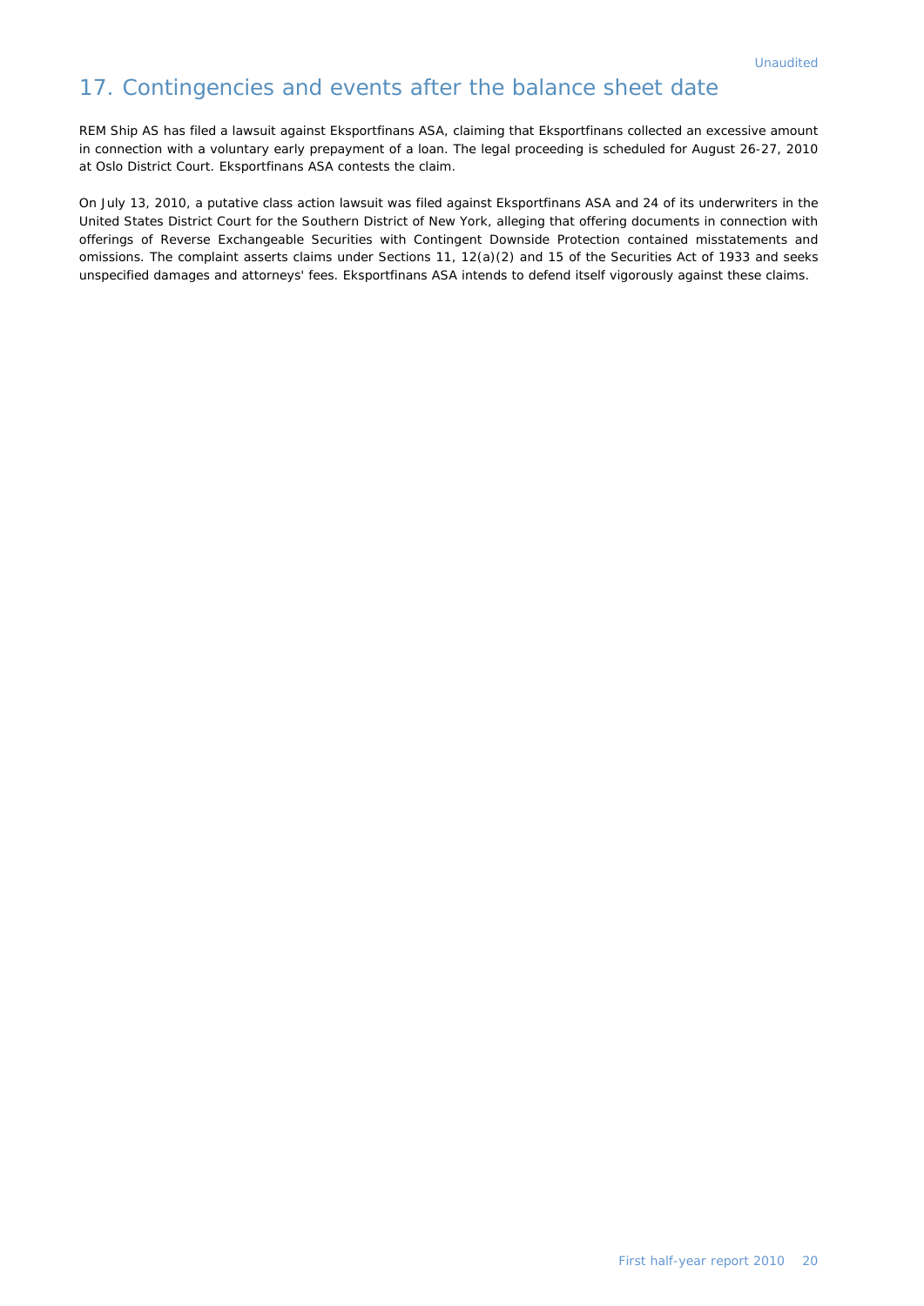# 17. Contingencies and events after the balance sheet date

REM Ship AS has filed a lawsuit against Eksportfinans ASA, claiming that Eksportfinans collected an excessive amount in connection with a voluntary early prepayment of a loan. The legal proceeding is scheduled for August 26-27, 2010 at Oslo District Court. Eksportfinans ASA contests the claim.

On July 13, 2010, a putative class action lawsuit was filed against Eksportfinans ASA and 24 of its underwriters in the United States District Court for the Southern District of New York, alleging that offering documents in connection with offerings of Reverse Exchangeable Securities with Contingent Downside Protection contained misstatements and omissions. The complaint asserts claims under Sections 11, 12(a)(2) and 15 of the Securities Act of 1933 and seeks unspecified damages and attorneys' fees. Eksportfinans ASA intends to defend itself vigorously against these claims.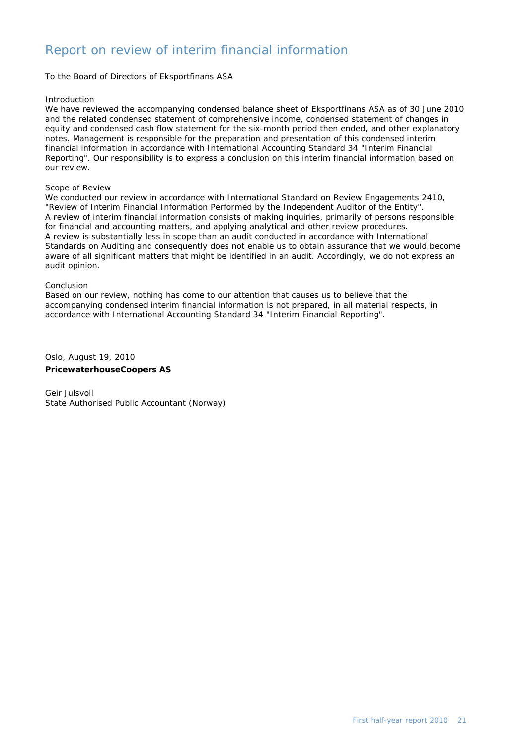# Report on review of interim financial information

To the Board of Directors of Eksportfinans ASA

Introduction

We have reviewed the accompanying condensed balance sheet of Eksportfinans ASA as of 30 June 2010 and the related condensed statement of comprehensive income, condensed statement of changes in equity and condensed cash flow statement for the six-month period then ended, and other explanatory notes. Management is responsible for the preparation and presentation of this condensed interim financial information in accordance with International Accounting Standard 34 "Interim Financial Reporting". Our responsibility is to express a conclusion on this interim financial information based on our review.

Scope of Review

We conducted our review in accordance with International Standard on Review Engagements 2410, "Review of Interim Financial Information Performed by the Independent Auditor of the Entity". A review of interim financial information consists of making inquiries, primarily of persons responsible for financial and accounting matters, and applying analytical and other review procedures. A review is substantially less in scope than an audit conducted in accordance with International Standards on Auditing and consequently does not enable us to obtain assurance that we would become aware of all significant matters that might be identified in an audit. Accordingly, we do not express an audit opinion.

Conclusion

Based on our review, nothing has come to our attention that causes us to believe that the accompanying condensed interim financial information is not prepared, in all material respects, in accordance with International Accounting Standard 34 "Interim Financial Reporting".

Oslo, August 19, 2010

**PricewaterhouseCoopers AS**

Geir Julsvoll
State Authorised Public Accountant (Norway)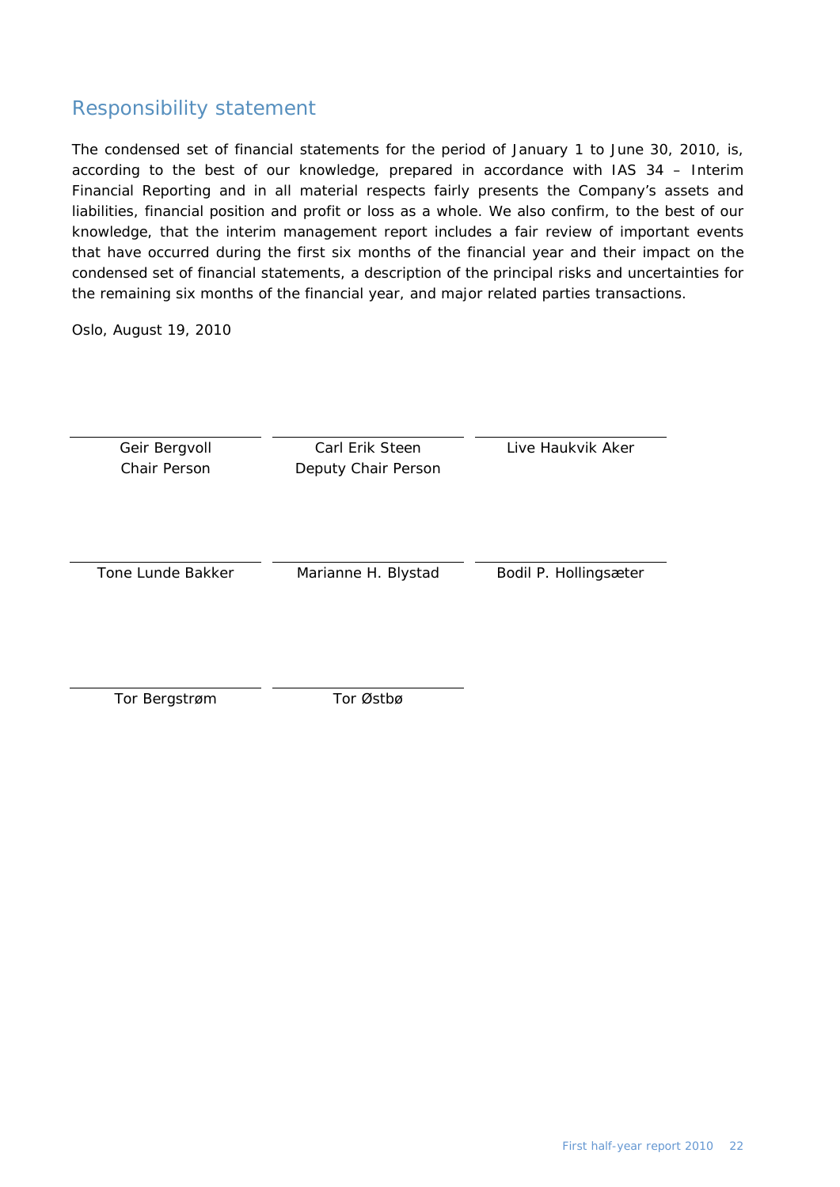## Responsibility statement

The condensed set of financial statements for the period of January 1 to June 30, 2010, is, according to the best of our knowledge, prepared in accordance with IAS 34 – Interim Financial Reporting and in all material respects fairly presents the Company's assets and liabilities, financial position and profit or loss as a whole. We also confirm, to the best of our knowledge, that the interim management report includes a fair review of important events that have occurred during the first six months of the financial year and their impact on the condensed set of financial statements, a description of the principal risks and uncertainties for the remaining six months of the financial year, and major related parties transactions.

Oslo, August 19, 2010

| | | |
|---|---|---|
| Geir Bergvoll<br>Chair Person | Carl Erik Steen<br>Deputy Chair Person | Live Haukvik Aker |
| Tone Lunde Bakker | Marianne H. Blystad | Bodil P. Hollingsæter |
| Tor Bergstrøm | Tor Østbø | |